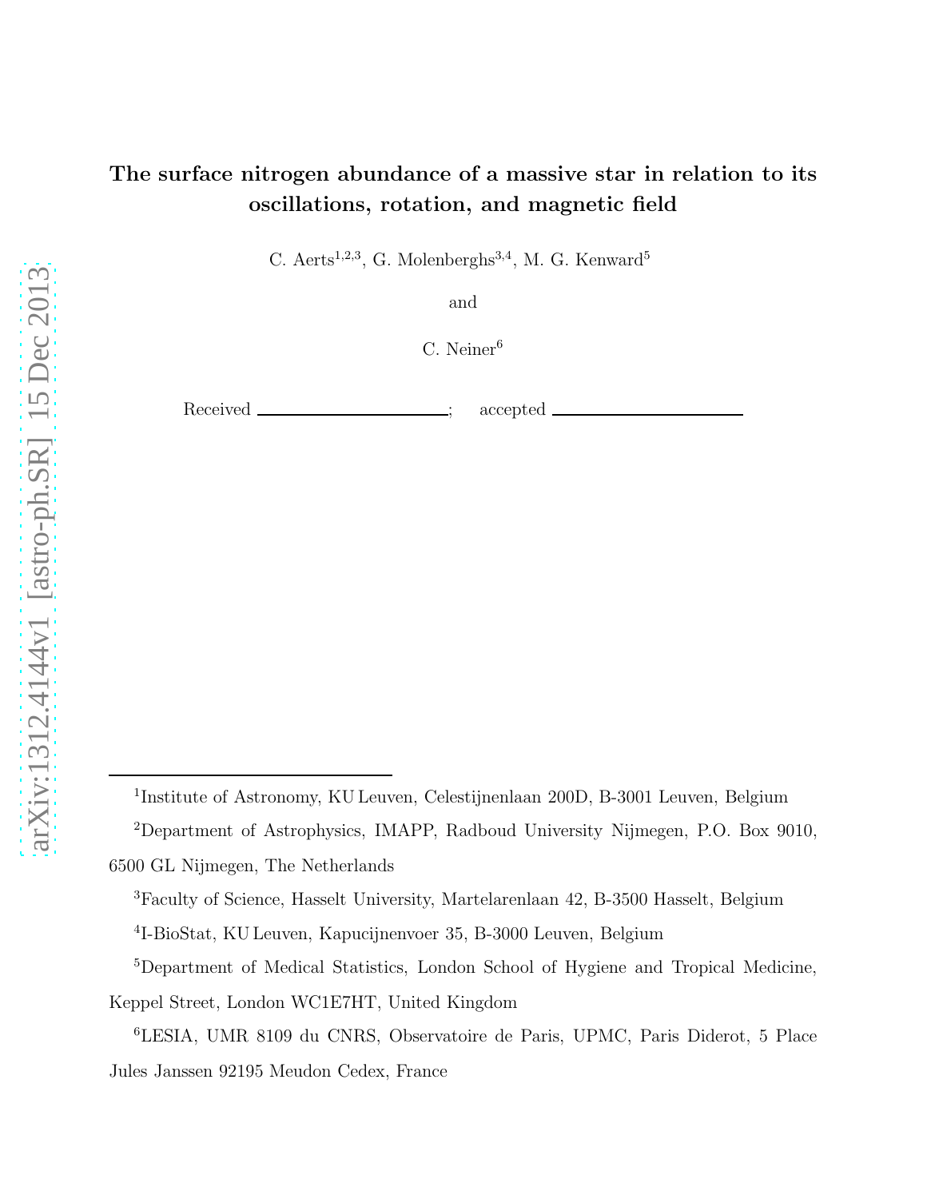# The surface nitrogen abundance of a massive star in relation to its oscillations, rotation, and magnetic field

C. Aerts[1,2,3], G. Molenberghs[3,4], M. G. Kenward[5]

and

C. Neiner[6]

Received \_\_\_\_\_\_\_\_\_\_\_\_\_\_\_\_\_\_\_\_\_\_; accepted \_\_\_\_\_\_\_\_\_\_\_\_\_\_\_\_\_\_\_\_\_\_

---

[1]Institute of Astronomy, KU Leuven, Celestijnenlaan 200D, B-3001 Leuven, Belgium

[2]Department of Astrophysics, IMAPP, Radboud University Nijmegen, P.O. Box 9010, 6500 GL Nijmegen, The Netherlands

[3]Faculty of Science, Hasselt University, Martelarenlaan 42, B-3500 Hasselt, Belgium

[4]I-BioStat, KU Leuven, Kapucijnenvoer 35, B-3000 Leuven, Belgium

[5]Department of Medical Statistics, London School of Hygiene and Tropical Medicine, Keppel Street, London WC1E7HT, United Kingdom

[6]LESIA, UMR 8109 du CNRS, Observatoire de Paris, UPMC, Paris Diderot, 5 Place Jules Janssen 92195 Meudon Cedex, France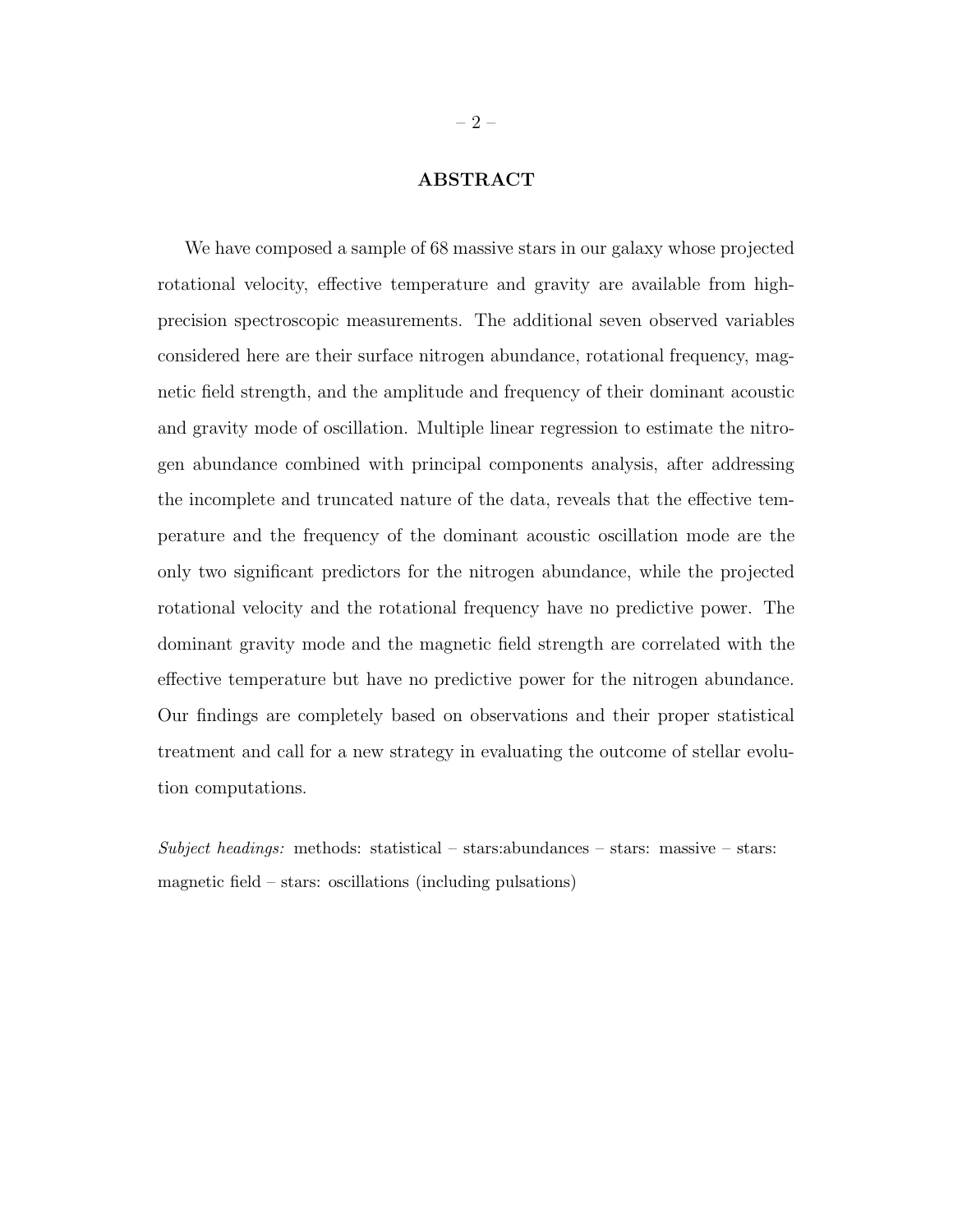## ABSTRACT

We have composed a sample of 68 massive stars in our galaxy whose projected rotational velocity, effective temperature and gravity are available from high-precision spectroscopic measurements. The additional seven observed variables considered here are their surface nitrogen abundance, rotational frequency, magnetic field strength, and the amplitude and frequency of their dominant acoustic and gravity mode of oscillation. Multiple linear regression to estimate the nitrogen abundance combined with principal components analysis, after addressing the incomplete and truncated nature of the data, reveals that the effective temperature and the frequency of the dominant acoustic oscillation mode are the only two significant predictors for the nitrogen abundance, while the projected rotational velocity and the rotational frequency have no predictive power. The dominant gravity mode and the magnetic field strength are correlated with the effective temperature but have no predictive power for the nitrogen abundance. Our findings are completely based on observations and their proper statistical treatment and call for a new strategy in evaluating the outcome of stellar evolution computations.

*Subject headings:* methods: statistical – stars:abundances – stars: massive – stars: magnetic field – stars: oscillations (including pulsations)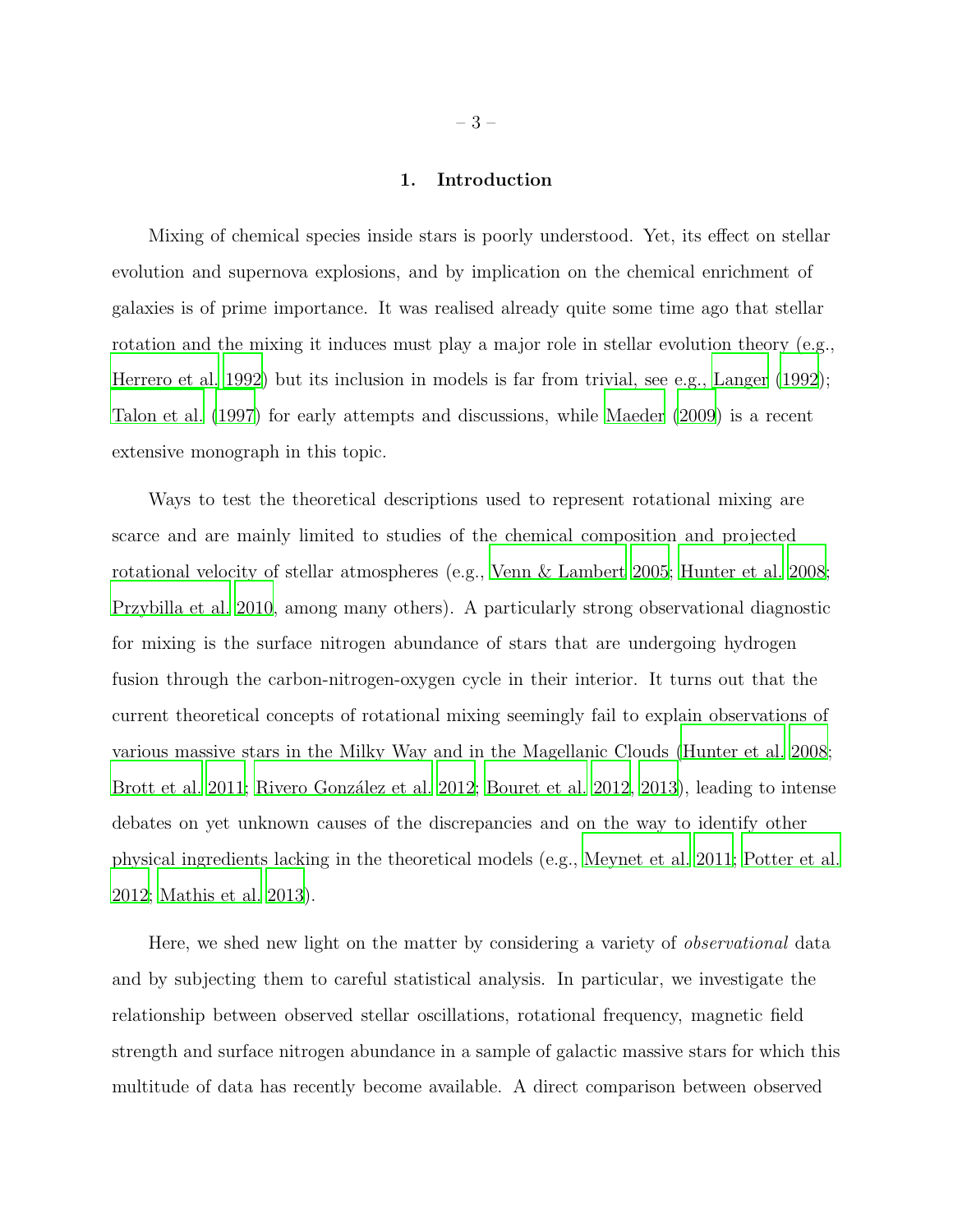# 1. Introduction

Mixing of chemical species inside stars is poorly understood. Yet, its effect on stellar evolution and supernova explosions, and by implication on the chemical enrichment of galaxies is of prime importance. It was realised already quite some time ago that stellar rotation and the mixing it induces must play a major role in stellar evolution theory (e.g., Herrero et al. 1992) but its inclusion in models is far from trivial, see e.g., Langer (1992); Talon et al. (1997) for early attempts and discussions, while Maeder (2009) is a recent extensive monograph in this topic.

Ways to test the theoretical descriptions used to represent rotational mixing are scarce and are mainly limited to studies of the chemical composition and projected rotational velocity of stellar atmospheres (e.g., Venn & Lambert 2005; Hunter et al. 2008; Przybilla et al. 2010, among many others). A particularly strong observational diagnostic for mixing is the surface nitrogen abundance of stars that are undergoing hydrogen fusion through the carbon-nitrogen-oxygen cycle in their interior. It turns out that the current theoretical concepts of rotational mixing seemingly fail to explain observations of various massive stars in the Milky Way and in the Magellanic Clouds (Hunter et al. 2008; Brott et al. 2011; Rivero González et al. 2012; Bouret et al. 2012, 2013), leading to intense debates on yet unknown causes of the discrepancies and on the way to identify other physical ingredients lacking in the theoretical models (e.g., Meynet et al. 2011; Potter et al. 2012; Mathis et al. 2013).

Here, we shed new light on the matter by considering a variety of *observational* data and by subjecting them to careful statistical analysis. In particular, we investigate the relationship between observed stellar oscillations, rotational frequency, magnetic field strength and surface nitrogen abundance in a sample of galactic massive stars for which this multitude of data has recently become available. A direct comparison between observed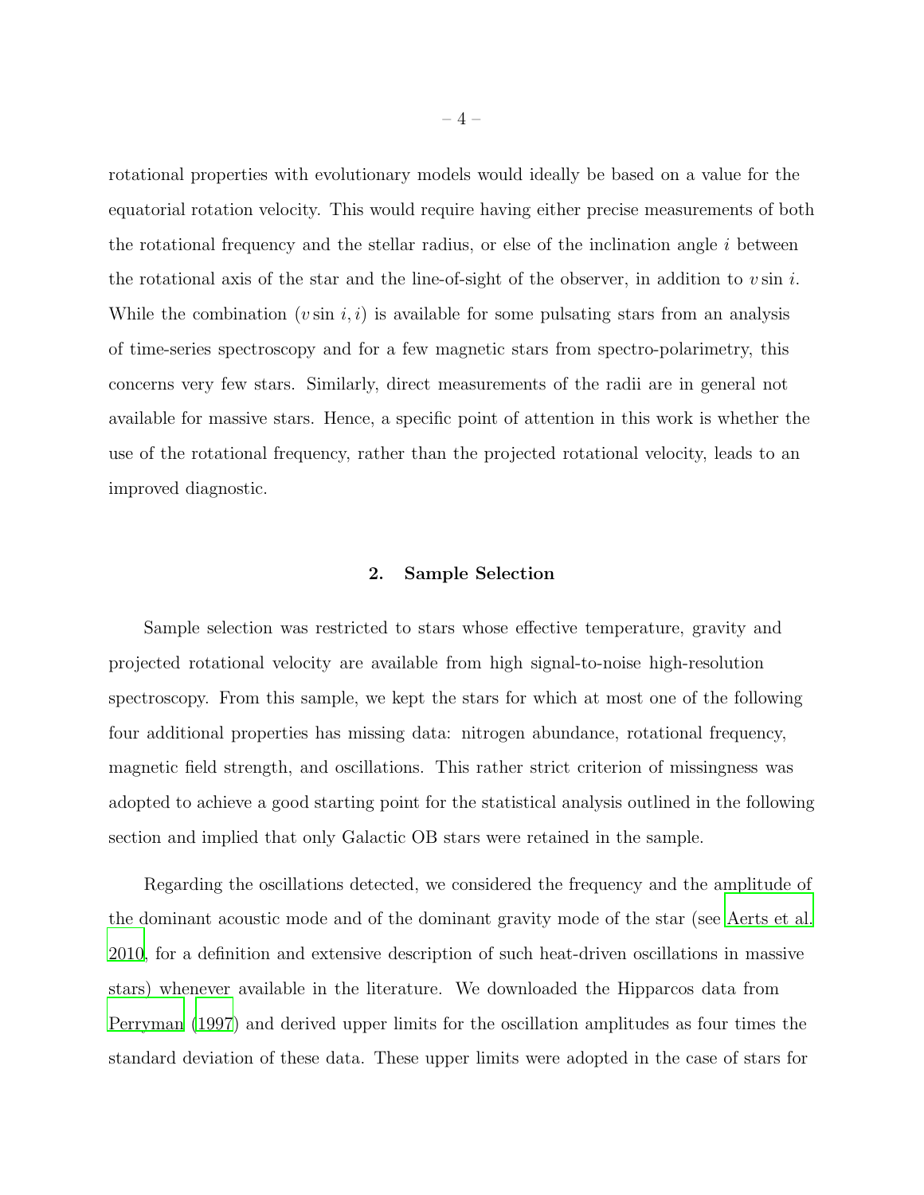rotational properties with evolutionary models would ideally be based on a value for the equatorial rotation velocity. This would require having either precise measurements of both the rotational frequency and the stellar radius, or else of the inclination angle $i$ between the rotational axis of the star and the line-of-sight of the observer, in addition to $v \sin i$. While the combination $(v \sin i, i)$ is available for some pulsating stars from an analysis of time-series spectroscopy and for a few magnetic stars from spectro-polarimetry, this concerns very few stars. Similarly, direct measurements of the radii are in general not available for massive stars. Hence, a specific point of attention in this work is whether the use of the rotational frequency, rather than the projected rotational velocity, leads to an improved diagnostic.

## 2. Sample Selection

Sample selection was restricted to stars whose effective temperature, gravity and projected rotational velocity are available from high signal-to-noise high-resolution spectroscopy. From this sample, we kept the stars for which at most one of the following four additional properties has missing data: nitrogen abundance, rotational frequency, magnetic field strength, and oscillations. This rather strict criterion of missingness was adopted to achieve a good starting point for the statistical analysis outlined in the following section and implied that only Galactic OB stars were retained in the sample.

Regarding the oscillations detected, we considered the frequency and the amplitude of the dominant acoustic mode and of the dominant gravity mode of the star (see Aerts et al. 2010, for a definition and extensive description of such heat-driven oscillations in massive stars) whenever available in the literature. We downloaded the Hipparcos data from Perryman (1997) and derived upper limits for the oscillation amplitudes as four times the standard deviation of these data. These upper limits were adopted in the case of stars for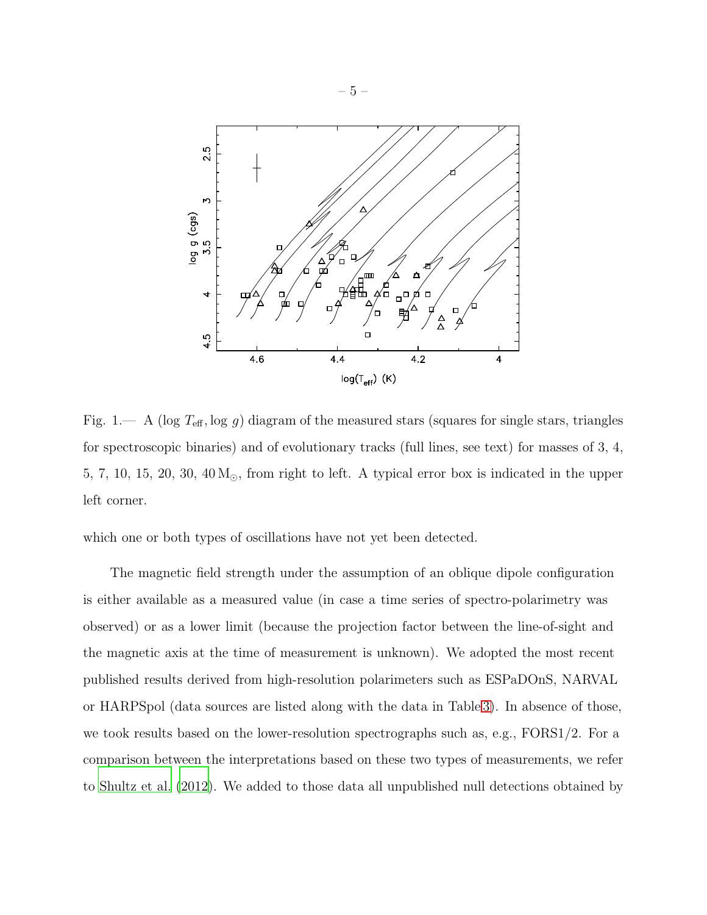Fig. 1.— A ($\log T_{\rm eff}, \log g$) diagram of the measured stars (squares for single stars, triangles for spectroscopic binaries) and of evolutionary tracks (full lines, see text) for masses of 3, 4, 5, 7, 10, 15, 20, 30, 40 $\mathrm{M}_{\odot}$, from right to left. A typical error box is indicated in the upper left corner.

which one or both types of oscillations have not yet been detected.

The magnetic field strength under the assumption of an oblique dipole configuration is either available as a measured value (in case a time series of spectro-polarimetry was observed) or as a lower limit (because the projection factor between the line-of-sight and the magnetic axis at the time of measurement is unknown). We adopted the most recent published results derived from high-resolution polarimeters such as ESPaDOnS, NARVAL or HARPSpol (data sources are listed along with the data in Table 3). In absence of those, we took results based on the lower-resolution spectrographs such as, e.g., FORS1/2. For a comparison between the interpretations based on these two types of measurements, we refer to Shultz et al. (2012). We added to those data all unpublished null detections obtained by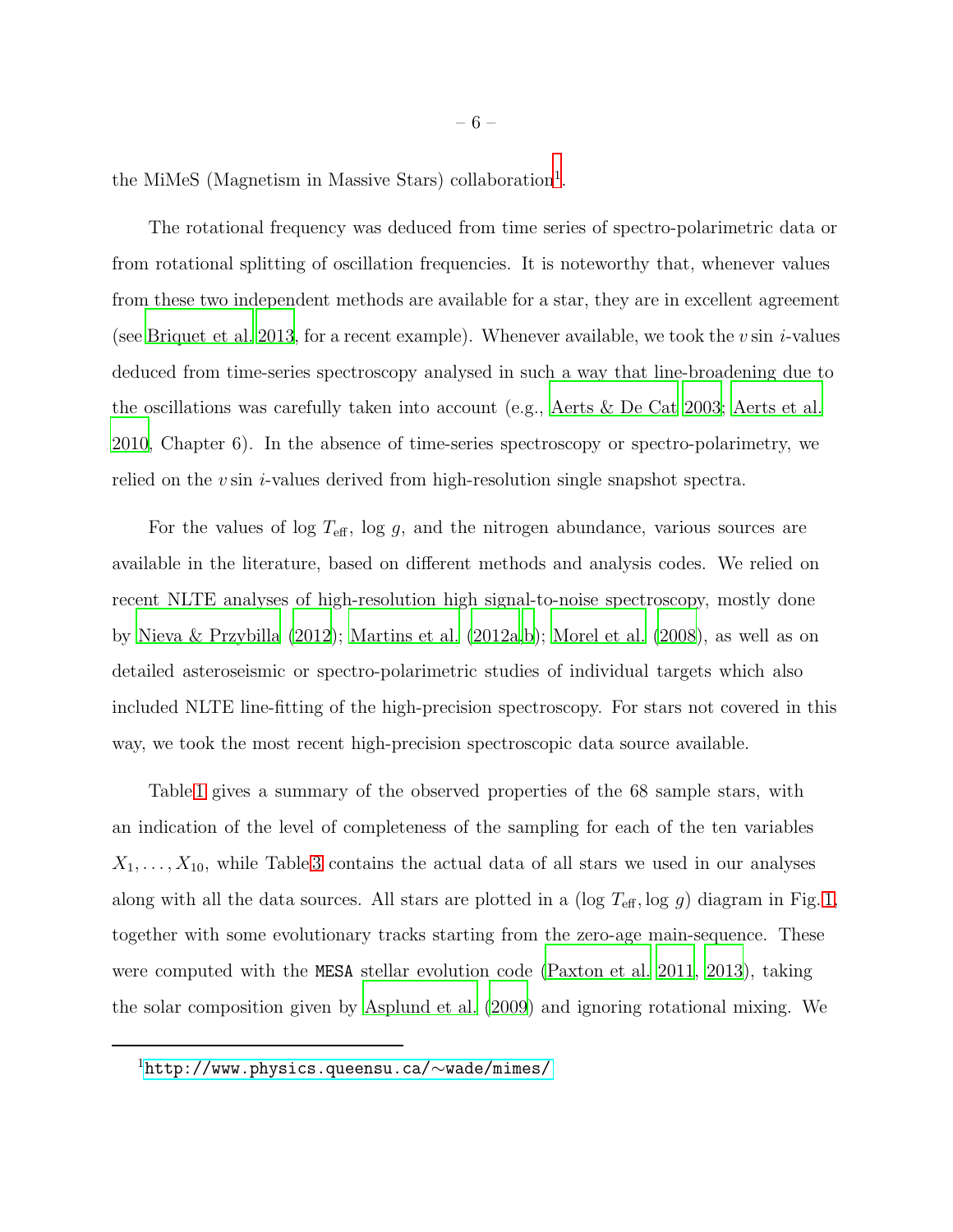the MiMeS (Magnetism in Massive Stars) collaboration[1].

The rotational frequency was deduced from time series of spectro-polarimetric data or from rotational splitting of oscillation frequencies. It is noteworthy that, whenever values from these two independent methods are available for a star, they are in excellent agreement (see Briquet et al. 2013, for a recent example). Whenever available, we took the $v \sin i$-values deduced from time-series spectroscopy analysed in such a way that line-broadening due to the oscillations was carefully taken into account (e.g., Aerts & De Cat 2003; Aerts et al. 2010, Chapter 6). In the absence of time-series spectroscopy or spectro-polarimetry, we relied on the $v \sin i$-values derived from high-resolution single snapshot spectra.

For the values of $\log T_{\rm eff}$, $\log g$, and the nitrogen abundance, various sources are available in the literature, based on different methods and analysis codes. We relied on recent NLTE analyses of high-resolution high signal-to-noise spectroscopy, mostly done by Nieva & Przybilla (2012); Martins et al. (2012a,b); Morel et al. (2008), as well as on detailed asteroseismic or spectro-polarimetric studies of individual targets which also included NLTE line-fitting of the high-precision spectroscopy. For stars not covered in this way, we took the most recent high-precision spectroscopic data source available.

Table 1 gives a summary of the observed properties of the 68 sample stars, with an indication of the level of completeness of the sampling for each of the ten variables $X_1, \ldots, X_{10}$, while Table 3 contains the actual data of all stars we used in our analyses along with all the data sources. All stars are plotted in a ($\log T_{\rm eff}, \log g$) diagram in Fig. 1, together with some evolutionary tracks starting from the zero-age main-sequence. These were computed with the `MESA` stellar evolution code (Paxton et al. 2011, 2013), taking the solar composition given by Asplund et al. (2009) and ignoring rotational mixing. We

[1] http://www.physics.queensu.ca/∼wade/mimes/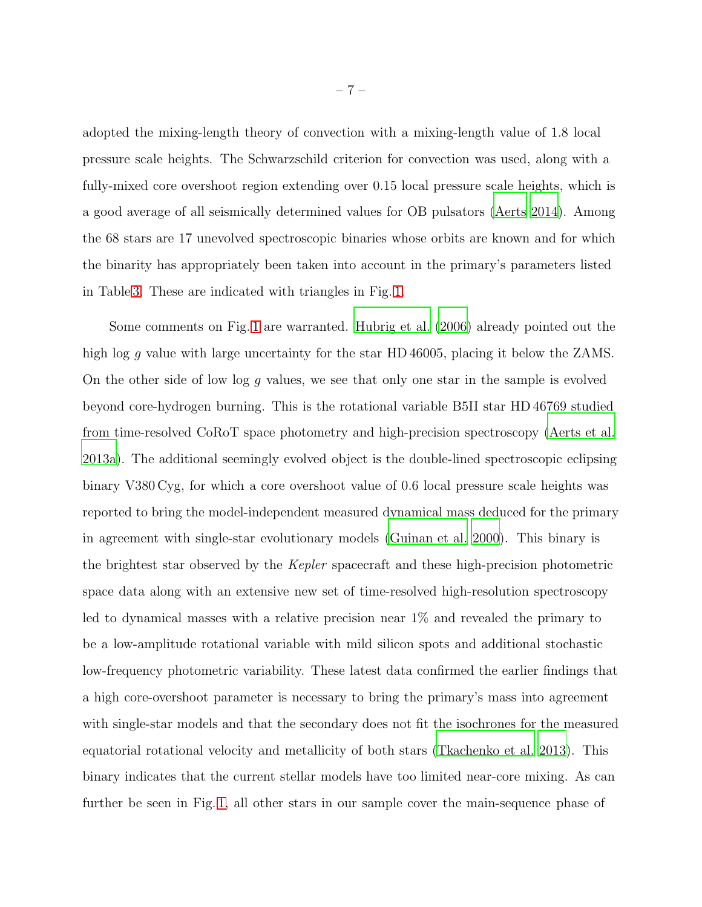adopted the mixing-length theory of convection with a mixing-length value of 1.8 local pressure scale heights. The Schwarzschild criterion for convection was used, along with a fully-mixed core overshoot region extending over 0.15 local pressure scale heights, which is a good average of all seismically determined values for OB pulsators (Aerts 2014). Among the 68 stars are 17 unevolved spectroscopic binaries whose orbits are known and for which the binarity has appropriately been taken into account in the primary's parameters listed in Table 3. These are indicated with triangles in Fig. 1.

Some comments on Fig. 1 are warranted. Hubrig et al. (2006) already pointed out the high $\log g$ value with large uncertainty for the star HD 46005, placing it below the ZAMS. On the other side of low $\log g$ values, we see that only one star in the sample is evolved beyond core-hydrogen burning. This is the rotational variable B5II star HD 46769 studied from time-resolved CoRoT space photometry and high-precision spectroscopy (Aerts et al. 2013a). The additional seemingly evolved object is the double-lined spectroscopic eclipsing binary V380 Cyg, for which a core overshoot value of 0.6 local pressure scale heights was reported to bring the model-independent measured dynamical mass deduced for the primary in agreement with single-star evolutionary models (Guinan et al. 2000). This binary is the brightest star observed by the *Kepler* spacecraft and these high-precision photometric space data along with an extensive new set of time-resolved high-resolution spectroscopy led to dynamical masses with a relative precision near 1% and revealed the primary to be a low-amplitude rotational variable with mild silicon spots and additional stochastic low-frequency photometric variability. These latest data confirmed the earlier findings that a high core-overshoot parameter is necessary to bring the primary's mass into agreement with single-star models and that the secondary does not fit the isochrones for the measured equatorial rotational velocity and metallicity of both stars (Tkachenko et al. 2013). This binary indicates that the current stellar models have too limited near-core mixing. As can further be seen in Fig. 1, all other stars in our sample cover the main-sequence phase of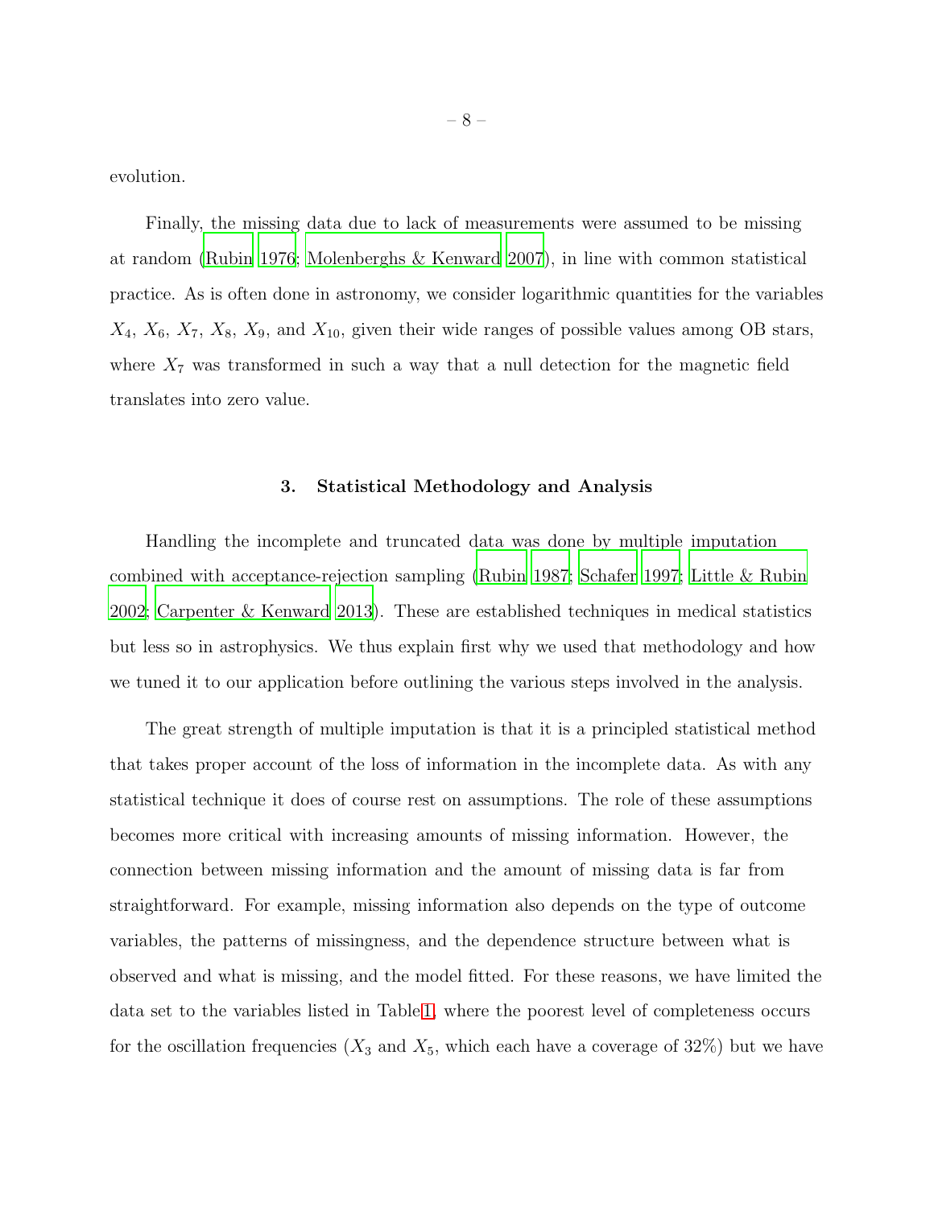evolution.

Finally, the missing data due to lack of measurements were assumed to be missing at random (Rubin 1976; Molenberghs & Kenward 2007), in line with common statistical practice. As is often done in astronomy, we consider logarithmic quantities for the variables $X_4$, $X_6$, $X_7$, $X_8$, $X_9$, and $X_{10}$, given their wide ranges of possible values among OB stars, where $X_7$ was transformed in such a way that a null detection for the magnetic field translates into zero value.

## 3. Statistical Methodology and Analysis

Handling the incomplete and truncated data was done by multiple imputation combined with acceptance-rejection sampling (Rubin 1987; Schafer 1997; Little & Rubin 2002; Carpenter & Kenward 2013). These are established techniques in medical statistics but less so in astrophysics. We thus explain first why we used that methodology and how we tuned it to our application before outlining the various steps involved in the analysis.

The great strength of multiple imputation is that it is a principled statistical method that takes proper account of the loss of information in the incomplete data. As with any statistical technique it does of course rest on assumptions. The role of these assumptions becomes more critical with increasing amounts of missing information. However, the connection between missing information and the amount of missing data is far from straightforward. For example, missing information also depends on the type of outcome variables, the patterns of missingness, and the dependence structure between what is observed and what is missing, and the model fitted. For these reasons, we have limited the data set to the variables listed in Table 1, where the poorest level of completeness occurs for the oscillation frequencies ($X_3$ and $X_5$, which each have a coverage of 32%) but we have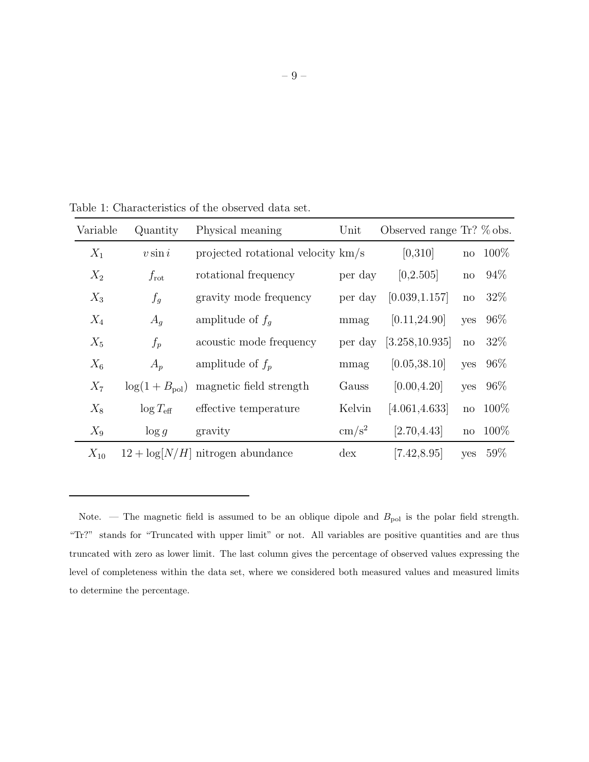Table 1: Characteristics of the observed data set.

| Variable | Quantity | Physical meaning | Unit | Observed range | Tr? | % obs. |
|---|---|---|---|---|---|---|
| $X_1$ | $v \sin i$ | projected rotational velocity | km/s | [0,310] | no | 100% |
| $X_2$ | $f_{\mathrm{rot}}$ | rotational frequency | per day | [0,2.505] | no | 94% |
| $X_3$ | $f_g$ | gravity mode frequency | per day | [0.039,1.157] | no | 32% |
| $X_4$ | $A_g$ | amplitude of $f_g$ | mmag | [0.11,24.90] | yes | 96% |
| $X_5$ | $f_p$ | acoustic mode frequency | per day | [3.258,10.935] | no | 32% |
| $X_6$ | $A_p$ | amplitude of $f_p$ | mmag | [0.05,38.10] | yes | 96% |
| $X_7$ | $\log(1 + B_{\mathrm{pol}})$ | magnetic field strength | Gauss | [0.00,4.20] | yes | 96% |
| $X_8$ | $\log T_{\mathrm{eff}}$ | effective temperature | Kelvin | [4.061,4.633] | no | 100% |
| $X_9$ | $\log g$ | gravity | $\mathrm{cm/s}^2$ | [2.70,4.43] | no | 100% |
| $X_{10}$ | $12 + \log[N/H]$ | nitrogen abundance | dex | [7.42,8.95] | yes | 59% |

Note. — The magnetic field is assumed to be an oblique dipole and $B_{\mathrm{pol}}$ is the polar field strength. "Tr?" stands for "Truncated with upper limit" or not. All variables are positive quantities and are thus truncated with zero as lower limit. The last column gives the percentage of observed values expressing the level of completeness within the data set, where we considered both measured values and measured limits to determine the percentage.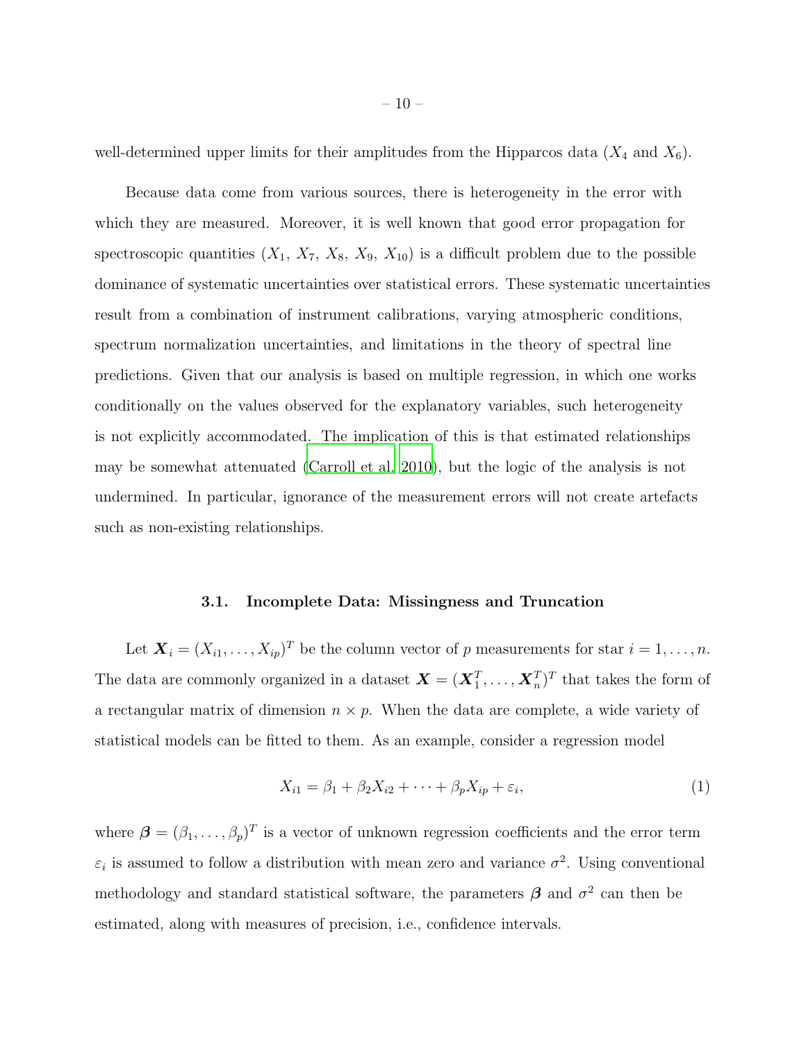well-determined upper limits for their amplitudes from the Hipparcos data ($X_4$ and $X_6$).

Because data come from various sources, there is heterogeneity in the error with which they are measured. Moreover, it is well known that good error propagation for spectroscopic quantities ($X_1$, $X_7$, $X_8$, $X_9$, $X_{10}$) is a difficult problem due to the possible dominance of systematic uncertainties over statistical errors. These systematic uncertainties result from a combination of instrument calibrations, varying atmospheric conditions, spectrum normalization uncertainties, and limitations in the theory of spectral line predictions. Given that our analysis is based on multiple regression, in which one works conditionally on the values observed for the explanatory variables, such heterogeneity is not explicitly accommodated. The implication of this is that estimated relationships may be somewhat attenuated (Carroll et al. 2010), but the logic of the analysis is not undermined. In particular, ignorance of the measurement errors will not create artefacts such as non-existing relationships.

### 3.1. Incomplete Data: Missingness and Truncation

Let $\boldsymbol{X}_i = (X_{i1}, \ldots, X_{ip})^T$ be the column vector of $p$ measurements for star $i = 1, \ldots, n$. The data are commonly organized in a dataset $\boldsymbol{X} = (\boldsymbol{X}_1^T, \ldots, \boldsymbol{X}_n^T)^T$ that takes the form of a rectangular matrix of dimension $n \times p$. When the data are complete, a wide variety of statistical models can be fitted to them. As an example, consider a regression model

$$X_{i1} = \beta_1 + \beta_2 X_{i2} + \cdots + \beta_p X_{ip} + \varepsilon_i, \tag{1}$$

where $\boldsymbol{\beta} = (\beta_1, \ldots, \beta_p)^T$ is a vector of unknown regression coefficients and the error term $\varepsilon_i$ is assumed to follow a distribution with mean zero and variance $\sigma^2$. Using conventional methodology and standard statistical software, the parameters $\boldsymbol{\beta}$ and $\sigma^2$ can then be estimated, along with measures of precision, i.e., confidence intervals.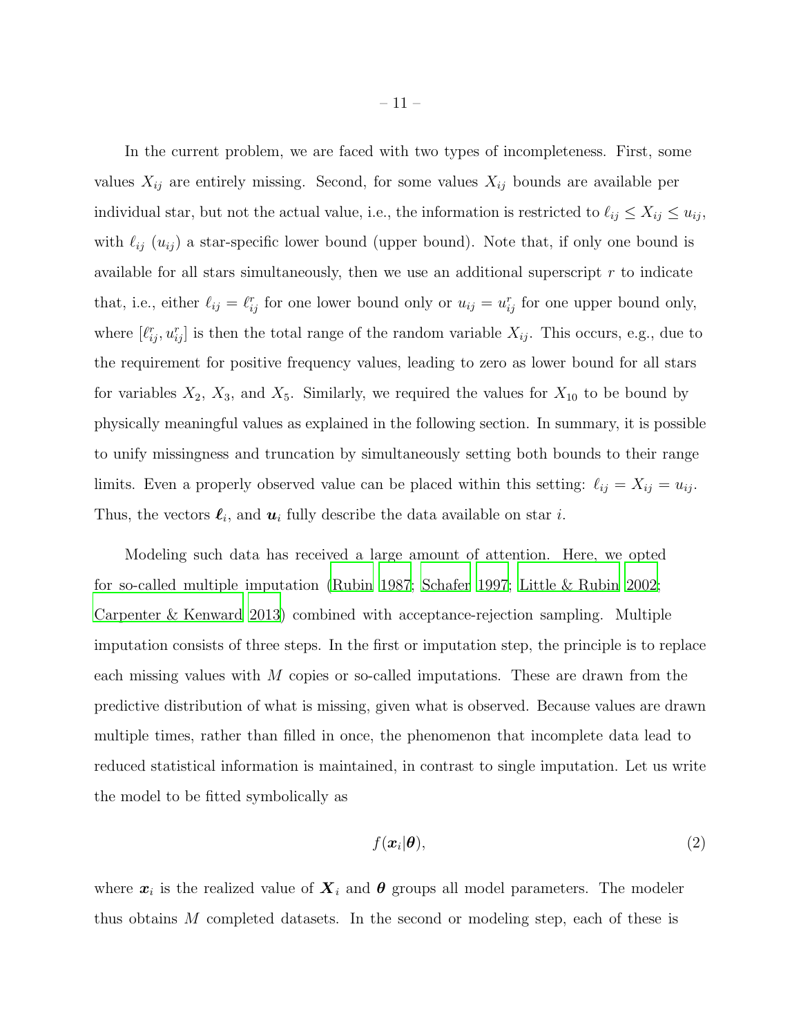In the current problem, we are faced with two types of incompleteness. First, some values $X_{ij}$ are entirely missing. Second, for some values $X_{ij}$ bounds are available per individual star, but not the actual value, i.e., the information is restricted to $\ell_{ij} \leq X_{ij} \leq u_{ij}$, with $\ell_{ij}$ ($u_{ij}$) a star-specific lower bound (upper bound). Note that, if only one bound is available for all stars simultaneously, then we use an additional superscript $r$ to indicate that, i.e., either $\ell_{ij} = \ell^r_{ij}$ for one lower bound only or $u_{ij} = u^r_{ij}$ for one upper bound only, where $[\ell^r_{ij}, u^r_{ij}]$ is then the total range of the random variable $X_{ij}$. This occurs, e.g., due to the requirement for positive frequency values, leading to zero as lower bound for all stars for variables $X_2$, $X_3$, and $X_5$. Similarly, we required the values for $X_{10}$ to be bound by physically meaningful values as explained in the following section. In summary, it is possible to unify missingness and truncation by simultaneously setting both bounds to their range limits. Even a properly observed value can be placed within this setting: $\ell_{ij} = X_{ij} = u_{ij}$. Thus, the vectors $\boldsymbol{\ell}_i$, and $\boldsymbol{u}_i$ fully describe the data available on star $i$.

Modeling such data has received a large amount of attention. Here, we opted for so-called multiple imputation (Rubin 1987; Schafer 1997; Little & Rubin 2002; Carpenter & Kenward 2013) combined with acceptance-rejection sampling. Multiple imputation consists of three steps. In the first or imputation step, the principle is to replace each missing values with $M$ copies or so-called imputations. These are drawn from the predictive distribution of what is missing, given what is observed. Because values are drawn multiple times, rather than filled in once, the phenomenon that incomplete data lead to reduced statistical information is maintained, in contrast to single imputation. Let us write the model to be fitted symbolically as

$$f(\boldsymbol{x}_i|\boldsymbol{\theta}), \tag{2}$$

where $\boldsymbol{x}_i$ is the realized value of $\boldsymbol{X}_i$ and $\boldsymbol{\theta}$ groups all model parameters. The modeler thus obtains $M$ completed datasets. In the second or modeling step, each of these is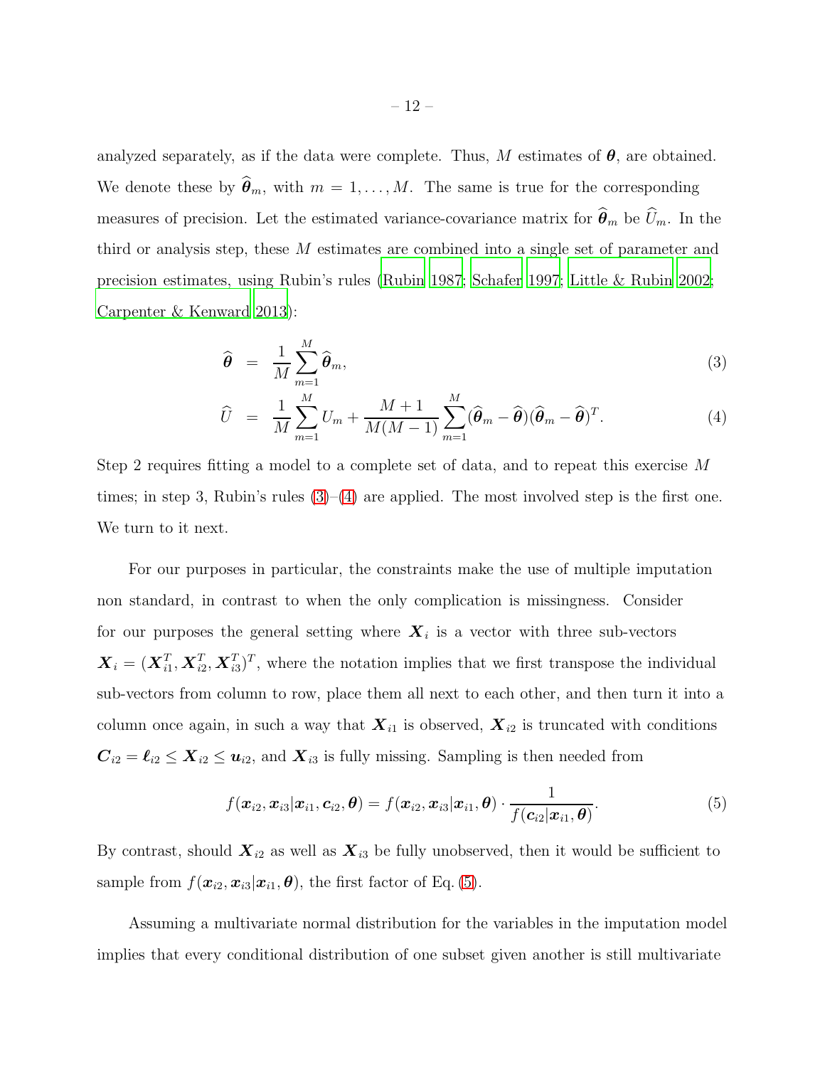analyzed separately, as if the data were complete. Thus, $M$ estimates of $\boldsymbol{\theta}$, are obtained. We denote these by $\widehat{\boldsymbol{\theta}}_m$, with $m = 1, \ldots, M$. The same is true for the corresponding measures of precision. Let the estimated variance-covariance matrix for $\widehat{\boldsymbol{\theta}}_m$ be $\widehat{U}_m$. In the third or analysis step, these $M$ estimates are combined into a single set of parameter and precision estimates, using Rubin's rules (Rubin 1987; Schafer 1997; Little & Rubin 2002; Carpenter & Kenward 2013):

$$\widehat{\boldsymbol{\theta}} = \frac{1}{M}\sum_{m=1}^{M}\widehat{\boldsymbol{\theta}}_m, \tag{3}$$

$$\widehat{U} = \frac{1}{M}\sum_{m=1}^{M}U_m + \frac{M+1}{M(M-1)}\sum_{m=1}^{M}(\widehat{\boldsymbol{\theta}}_m - \widehat{\boldsymbol{\theta}})(\widehat{\boldsymbol{\theta}}_m - \widehat{\boldsymbol{\theta}})^T. \tag{4}$$

Step 2 requires fitting a model to a complete set of data, and to repeat this exercise $M$ times; in step 3, Rubin's rules (3)–(4) are applied. The most involved step is the first one. We turn to it next.

For our purposes in particular, the constraints make the use of multiple imputation non standard, in contrast to when the only complication is missingness. Consider for our purposes the general setting where $\boldsymbol{X}_i$ is a vector with three sub-vectors $\boldsymbol{X}_i = (\boldsymbol{X}_{i1}^T, \boldsymbol{X}_{i2}^T, \boldsymbol{X}_{i3}^T)^T$, where the notation implies that we first transpose the individual sub-vectors from column to row, place them all next to each other, and then turn it into a column once again, in such a way that $\boldsymbol{X}_{i1}$ is observed, $\boldsymbol{X}_{i2}$ is truncated with conditions $\boldsymbol{C}_{i2} = \boldsymbol{\ell}_{i2} \leq \boldsymbol{X}_{i2} \leq \boldsymbol{u}_{i2}$, and $\boldsymbol{X}_{i3}$ is fully missing. Sampling is then needed from

$$f(\boldsymbol{x}_{i2}, \boldsymbol{x}_{i3}|\boldsymbol{x}_{i1}, \boldsymbol{c}_{i2}, \boldsymbol{\theta}) = f(\boldsymbol{x}_{i2}, \boldsymbol{x}_{i3}|\boldsymbol{x}_{i1}, \boldsymbol{\theta}) \cdot \frac{1}{f(\boldsymbol{c}_{i2}|\boldsymbol{x}_{i1}, \boldsymbol{\theta})}. \tag{5}$$

By contrast, should $\boldsymbol{X}_{i2}$ as well as $\boldsymbol{X}_{i3}$ be fully unobserved, then it would be sufficient to sample from $f(\boldsymbol{x}_{i2}, \boldsymbol{x}_{i3}|\boldsymbol{x}_{i1}, \boldsymbol{\theta})$, the first factor of Eq. (5).

Assuming a multivariate normal distribution for the variables in the imputation model implies that every conditional distribution of one subset given another is still multivariate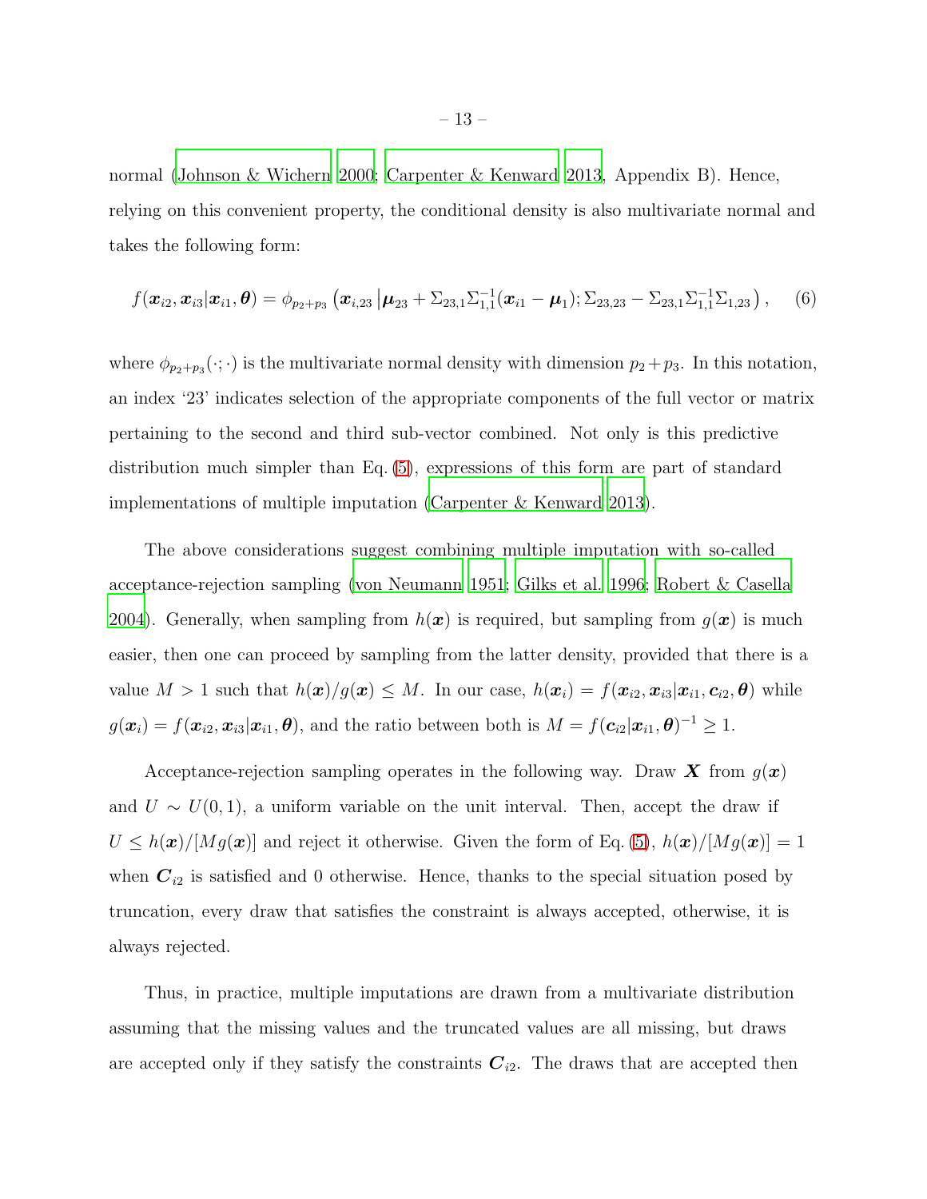normal (Johnson & Wichern 2000; Carpenter & Kenward 2013, Appendix B). Hence, relying on this convenient property, the conditional density is also multivariate normal and takes the following form:

$$f(\boldsymbol{x}_{i2}, \boldsymbol{x}_{i3}|\boldsymbol{x}_{i1}, \boldsymbol{\theta}) = \phi_{p_2+p_3}\left(\boldsymbol{x}_{i,23}\,|\boldsymbol{\mu}_{23} + \Sigma_{23,1}\Sigma_{1,1}^{-1}(\boldsymbol{x}_{i1} - \boldsymbol{\mu}_1); \Sigma_{23,23} - \Sigma_{23,1}\Sigma_{1,1}^{-1}\Sigma_{1,23}\right), \quad (6)$$

where $\phi_{p_2+p_3}(\cdot;\cdot)$ is the multivariate normal density with dimension $p_2 + p_3$. In this notation, an index '23' indicates selection of the appropriate components of the full vector or matrix pertaining to the second and third sub-vector combined. Not only is this predictive distribution much simpler than Eq. (5), expressions of this form are part of standard implementations of multiple imputation (Carpenter & Kenward 2013).

The above considerations suggest combining multiple imputation with so-called acceptance-rejection sampling (von Neumann 1951; Gilks et al. 1996; Robert & Casella 2004). Generally, when sampling from $h(\boldsymbol{x})$ is required, but sampling from $g(\boldsymbol{x})$ is much easier, then one can proceed by sampling from the latter density, provided that there is a value $M > 1$ such that $h(\boldsymbol{x})/g(\boldsymbol{x}) \leq M$. In our case, $h(\boldsymbol{x}_i) = f(\boldsymbol{x}_{i2}, \boldsymbol{x}_{i3}|\boldsymbol{x}_{i1}, \boldsymbol{c}_{i2}, \boldsymbol{\theta})$ while $g(\boldsymbol{x}_i) = f(\boldsymbol{x}_{i2}, \boldsymbol{x}_{i3}|\boldsymbol{x}_{i1}, \boldsymbol{\theta})$, and the ratio between both is $M = f(\boldsymbol{c}_{i2}|\boldsymbol{x}_{i1}, \boldsymbol{\theta})^{-1} \geq 1$.

Acceptance-rejection sampling operates in the following way. Draw $\boldsymbol{X}$ from $g(\boldsymbol{x})$ and $U \sim U(0, 1)$, a uniform variable on the unit interval. Then, accept the draw if $U \leq h(\boldsymbol{x})/[Mg(\boldsymbol{x})]$ and reject it otherwise. Given the form of Eq. (5), $h(\boldsymbol{x})/[Mg(\boldsymbol{x})] = 1$ when $\boldsymbol{C}_{i2}$ is satisfied and 0 otherwise. Hence, thanks to the special situation posed by truncation, every draw that satisfies the constraint is always accepted, otherwise, it is always rejected.

Thus, in practice, multiple imputations are drawn from a multivariate distribution assuming that the missing values and the truncated values are all missing, but draws are accepted only if they satisfy the constraints $\boldsymbol{C}_{i2}$. The draws that are accepted then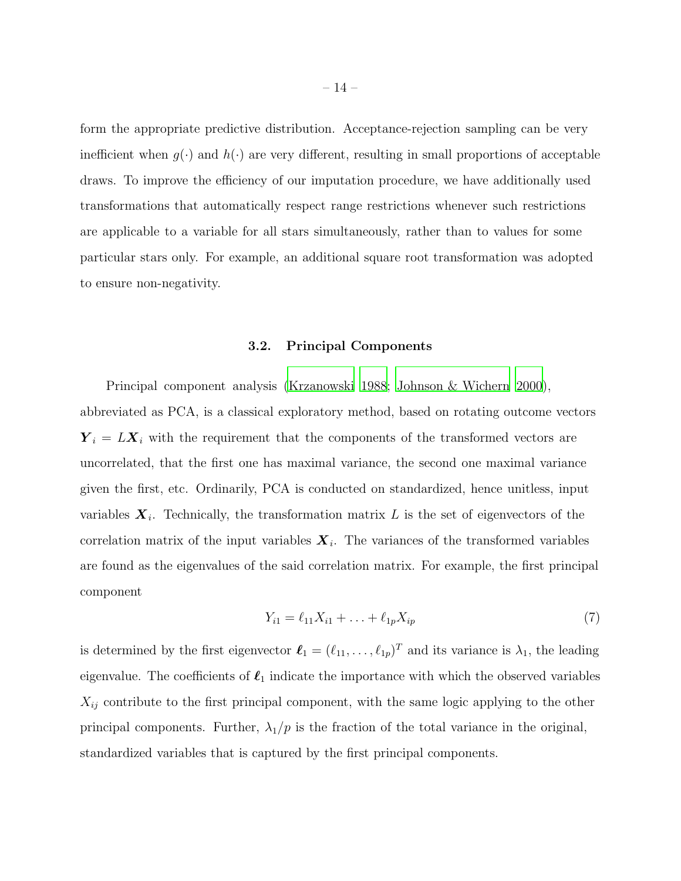form the appropriate predictive distribution. Acceptance-rejection sampling can be very inefficient when $g(\cdot)$ and $h(\cdot)$ are very different, resulting in small proportions of acceptable draws. To improve the efficiency of our imputation procedure, we have additionally used transformations that automatically respect range restrictions whenever such restrictions are applicable to a variable for all stars simultaneously, rather than to values for some particular stars only. For example, an additional square root transformation was adopted to ensure non-negativity.

### 3.2. Principal Components

Principal component analysis (Krzanowski 1988; Johnson & Wichern 2000), abbreviated as PCA, is a classical exploratory method, based on rotating outcome vectors $\boldsymbol{Y}_i = L\boldsymbol{X}_i$ with the requirement that the components of the transformed vectors are uncorrelated, that the first one has maximal variance, the second one maximal variance given the first, etc. Ordinarily, PCA is conducted on standardized, hence unitless, input variables $\boldsymbol{X}_i$. Technically, the transformation matrix $L$ is the set of eigenvectors of the correlation matrix of the input variables $\boldsymbol{X}_i$. The variances of the transformed variables are found as the eigenvalues of the said correlation matrix. For example, the first principal component

$$Y_{i1} = \ell_{11}X_{i1} + \ldots + \ell_{1p}X_{ip} \tag{7}$$

is determined by the first eigenvector $\boldsymbol{\ell}_1 = (\ell_{11}, \ldots, \ell_{1p})^T$ and its variance is $\lambda_1$, the leading eigenvalue. The coefficients of $\boldsymbol{\ell}_1$ indicate the importance with which the observed variables $X_{ij}$ contribute to the first principal component, with the same logic applying to the other principal components. Further, $\lambda_1/p$ is the fraction of the total variance in the original, standardized variables that is captured by the first principal components.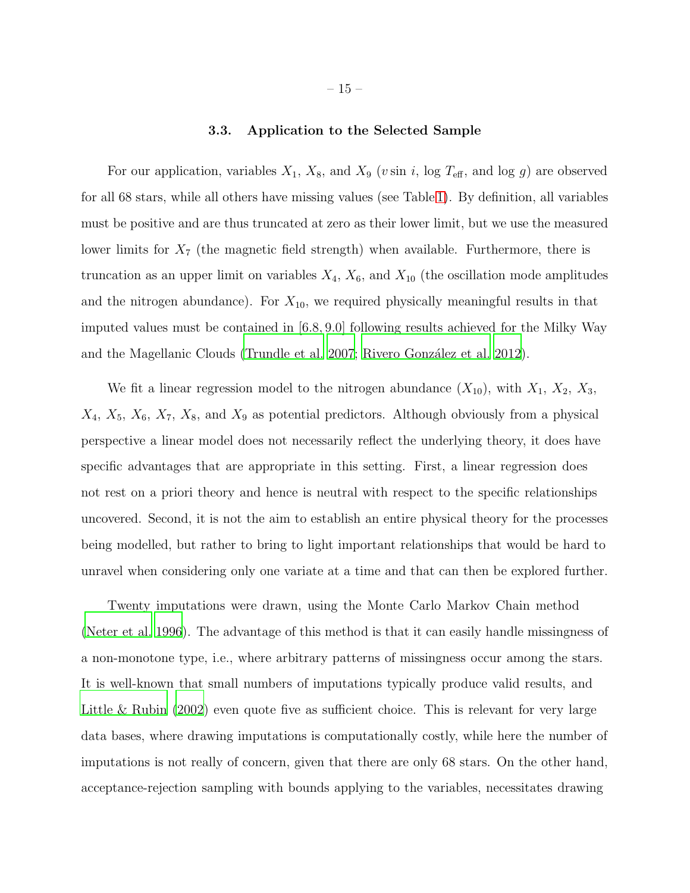### 3.3. Application to the Selected Sample

For our application, variables $X_1$, $X_8$, and $X_9$ ($v \sin i$, $\log T_{\rm eff}$, and $\log g$) are observed for all 68 stars, while all others have missing values (see Table 1). By definition, all variables must be positive and are thus truncated at zero as their lower limit, but we use the measured lower limits for $X_7$ (the magnetic field strength) when available. Furthermore, there is truncation as an upper limit on variables $X_4$, $X_6$, and $X_{10}$ (the oscillation mode amplitudes and the nitrogen abundance). For $X_{10}$, we required physically meaningful results in that imputed values must be contained in $[6.8, 9.0]$ following results achieved for the Milky Way and the Magellanic Clouds (Trundle et al. 2007; Rivero González et al. 2012).

We fit a linear regression model to the nitrogen abundance ($X_{10}$), with $X_1$, $X_2$, $X_3$, $X_4$, $X_5$, $X_6$, $X_7$, $X_8$, and $X_9$ as potential predictors. Although obviously from a physical perspective a linear model does not necessarily reflect the underlying theory, it does have specific advantages that are appropriate in this setting. First, a linear regression does not rest on a priori theory and hence is neutral with respect to the specific relationships uncovered. Second, it is not the aim to establish an entire physical theory for the processes being modelled, but rather to bring to light important relationships that would be hard to unravel when considering only one variate at a time and that can then be explored further.

Twenty imputations were drawn, using the Monte Carlo Markov Chain method (Neter et al. 1996). The advantage of this method is that it can easily handle missingness of a non-monotone type, i.e., where arbitrary patterns of missingness occur among the stars. It is well-known that small numbers of imputations typically produce valid results, and Little & Rubin (2002) even quote five as sufficient choice. This is relevant for very large data bases, where drawing imputations is computationally costly, while here the number of imputations is not really of concern, given that there are only 68 stars. On the other hand, acceptance-rejection sampling with bounds applying to the variables, necessitates drawing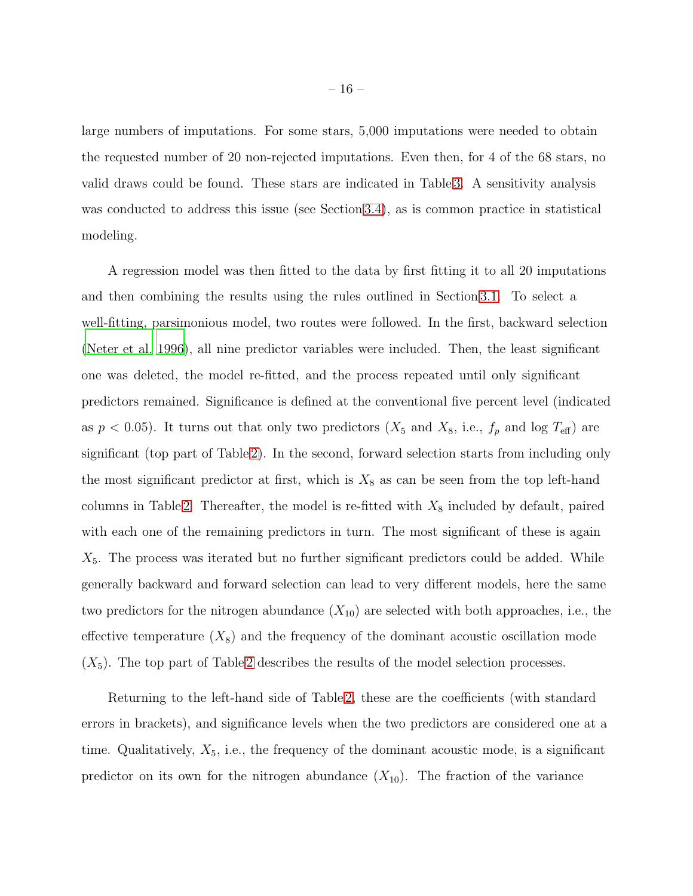large numbers of imputations. For some stars, 5,000 imputations were needed to obtain the requested number of 20 non-rejected imputations. Even then, for 4 of the 68 stars, no valid draws could be found. These stars are indicated in Table 3. A sensitivity analysis was conducted to address this issue (see Section 3.4), as is common practice in statistical modeling.

A regression model was then fitted to the data by first fitting it to all 20 imputations and then combining the results using the rules outlined in Section 3.1. To select a well-fitting, parsimonious model, two routes were followed. In the first, backward selection (Neter et al. 1996), all nine predictor variables were included. Then, the least significant one was deleted, the model re-fitted, and the process repeated until only significant predictors remained. Significance is defined at the conventional five percent level (indicated as $p < 0.05$). It turns out that only two predictors ($X_5$ and $X_8$, i.e., $f_p$ and $\log T_{\rm eff}$) are significant (top part of Table 2). In the second, forward selection starts from including only the most significant predictor at first, which is $X_8$ as can be seen from the top left-hand columns in Table 2. Thereafter, the model is re-fitted with $X_8$ included by default, paired with each one of the remaining predictors in turn. The most significant of these is again $X_5$. The process was iterated but no further significant predictors could be added. While generally backward and forward selection can lead to very different models, here the same two predictors for the nitrogen abundance ($X_{10}$) are selected with both approaches, i.e., the effective temperature ($X_8$) and the frequency of the dominant acoustic oscillation mode ($X_5$). The top part of Table 2 describes the results of the model selection processes.

Returning to the left-hand side of Table 2, these are the coefficients (with standard errors in brackets), and significance levels when the two predictors are considered one at a time. Qualitatively, $X_5$, i.e., the frequency of the dominant acoustic mode, is a significant predictor on its own for the nitrogen abundance ($X_{10}$). The fraction of the variance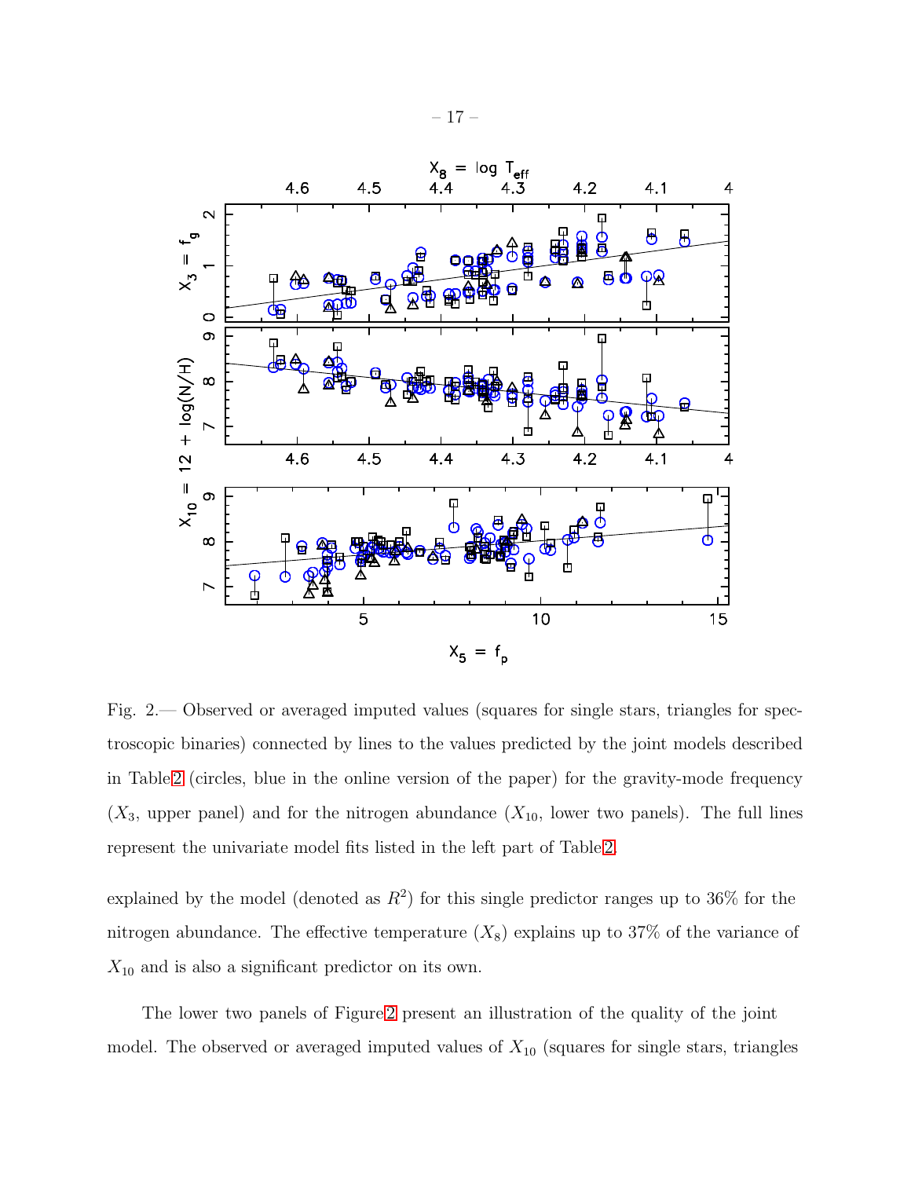Fig. 2.— Observed or averaged imputed values (squares for single stars, triangles for spectroscopic binaries) connected by lines to the values predicted by the joint models described in Table 2 (circles, blue in the online version of the paper) for the gravity-mode frequency ($X_3$, upper panel) and for the nitrogen abundance ($X_{10}$, lower two panels). The full lines represent the univariate model fits listed in the left part of Table 2.

explained by the model (denoted as $R^2$) for this single predictor ranges up to 36% for the nitrogen abundance. The effective temperature ($X_8$) explains up to 37% of the variance of $X_{10}$ and is also a significant predictor on its own.

The lower two panels of Figure 2 present an illustration of the quality of the joint model. The observed or averaged imputed values of $X_{10}$ (squares for single stars, triangles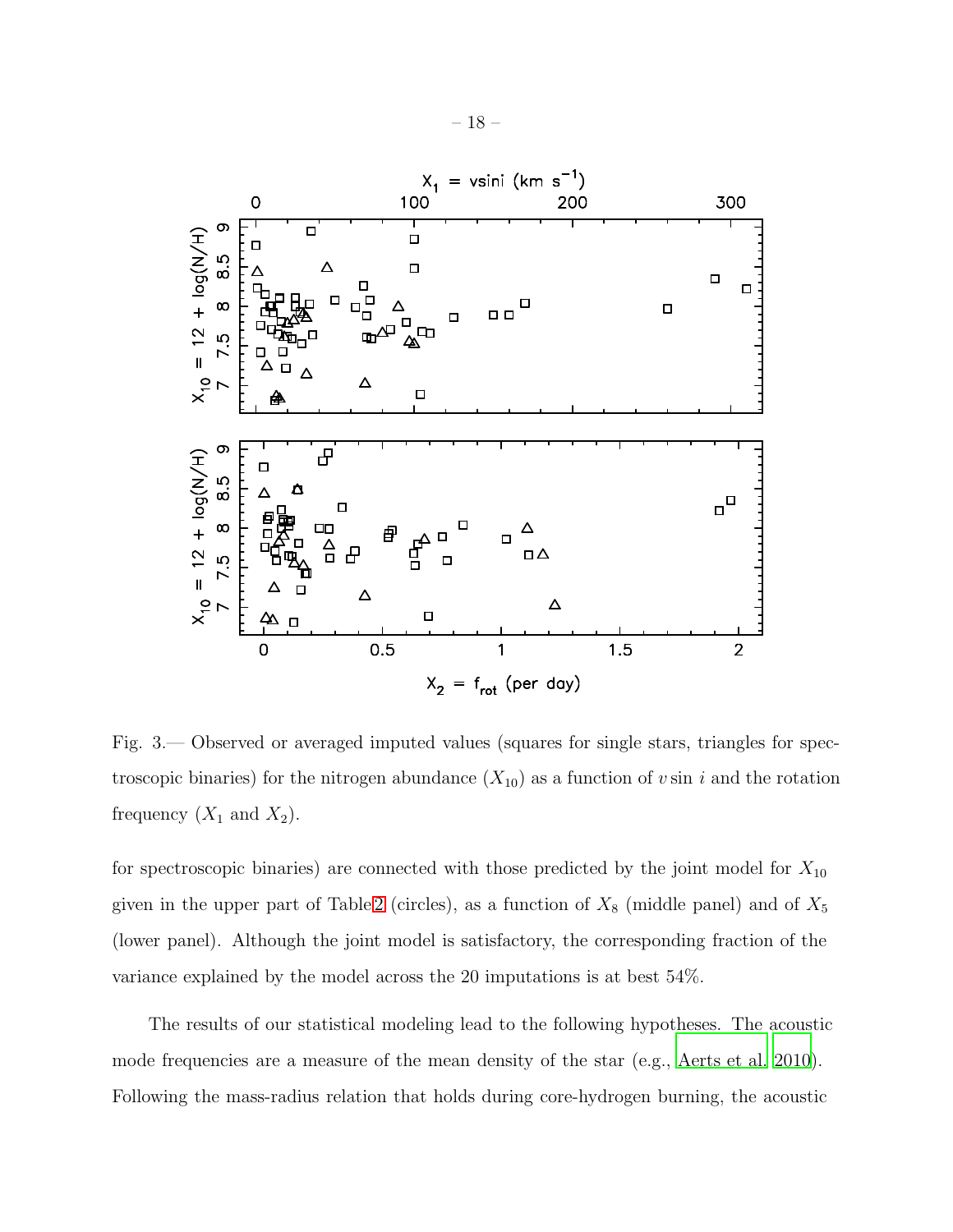Fig. 3.— Observed or averaged imputed values (squares for single stars, triangles for spectroscopic binaries) for the nitrogen abundance ($X_{10}$) as a function of $v\sin i$ and the rotation frequency ($X_1$ and $X_2$).

for spectroscopic binaries) are connected with those predicted by the joint model for $X_{10}$ given in the upper part of Table 2 (circles), as a function of $X_8$ (middle panel) and of $X_5$ (lower panel). Although the joint model is satisfactory, the corresponding fraction of the variance explained by the model across the 20 imputations is at best 54%.

The results of our statistical modeling lead to the following hypotheses. The acoustic mode frequencies are a measure of the mean density of the star (e.g., Aerts et al. 2010). Following the mass-radius relation that holds during core-hydrogen burning, the acoustic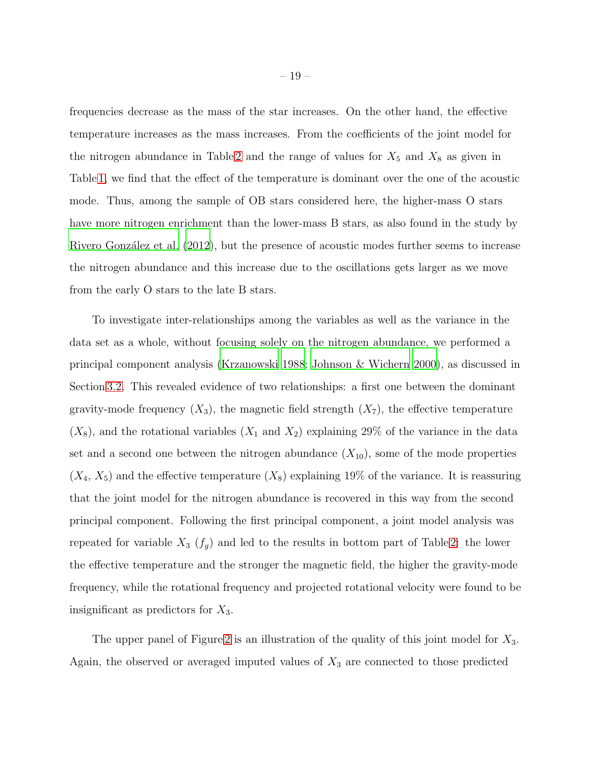frequencies decrease as the mass of the star increases. On the other hand, the effective temperature increases as the mass increases. From the coefficients of the joint model for the nitrogen abundance in Table 2 and the range of values for $X_5$ and $X_8$ as given in Table 1, we find that the effect of the temperature is dominant over the one of the acoustic mode. Thus, among the sample of OB stars considered here, the higher-mass O stars have more nitrogen enrichment than the lower-mass B stars, as also found in the study by Rivero González et al. (2012), but the presence of acoustic modes further seems to increase the nitrogen abundance and this increase due to the oscillations gets larger as we move from the early O stars to the late B stars.

To investigate inter-relationships among the variables as well as the variance in the data set as a whole, without focusing solely on the nitrogen abundance, we performed a principal component analysis (Krzanowski 1988; Johnson & Wichern 2000), as discussed in Section 3.2. This revealed evidence of two relationships: a first one between the dominant gravity-mode frequency ($X_3$), the magnetic field strength ($X_7$), the effective temperature ($X_8$), and the rotational variables ($X_1$ and $X_2$) explaining 29% of the variance in the data set and a second one between the nitrogen abundance ($X_{10}$), some of the mode properties ($X_4$, $X_5$) and the effective temperature ($X_8$) explaining 19% of the variance. It is reassuring that the joint model for the nitrogen abundance is recovered in this way from the second principal component. Following the first principal component, a joint model analysis was repeated for variable $X_3$ ($f_g$) and led to the results in bottom part of Table 2: the lower the effective temperature and the stronger the magnetic field, the higher the gravity-mode frequency, while the rotational frequency and projected rotational velocity were found to be insignificant as predictors for $X_3$.

The upper panel of Figure 2 is an illustration of the quality of this joint model for $X_3$. Again, the observed or averaged imputed values of $X_3$ are connected to those predicted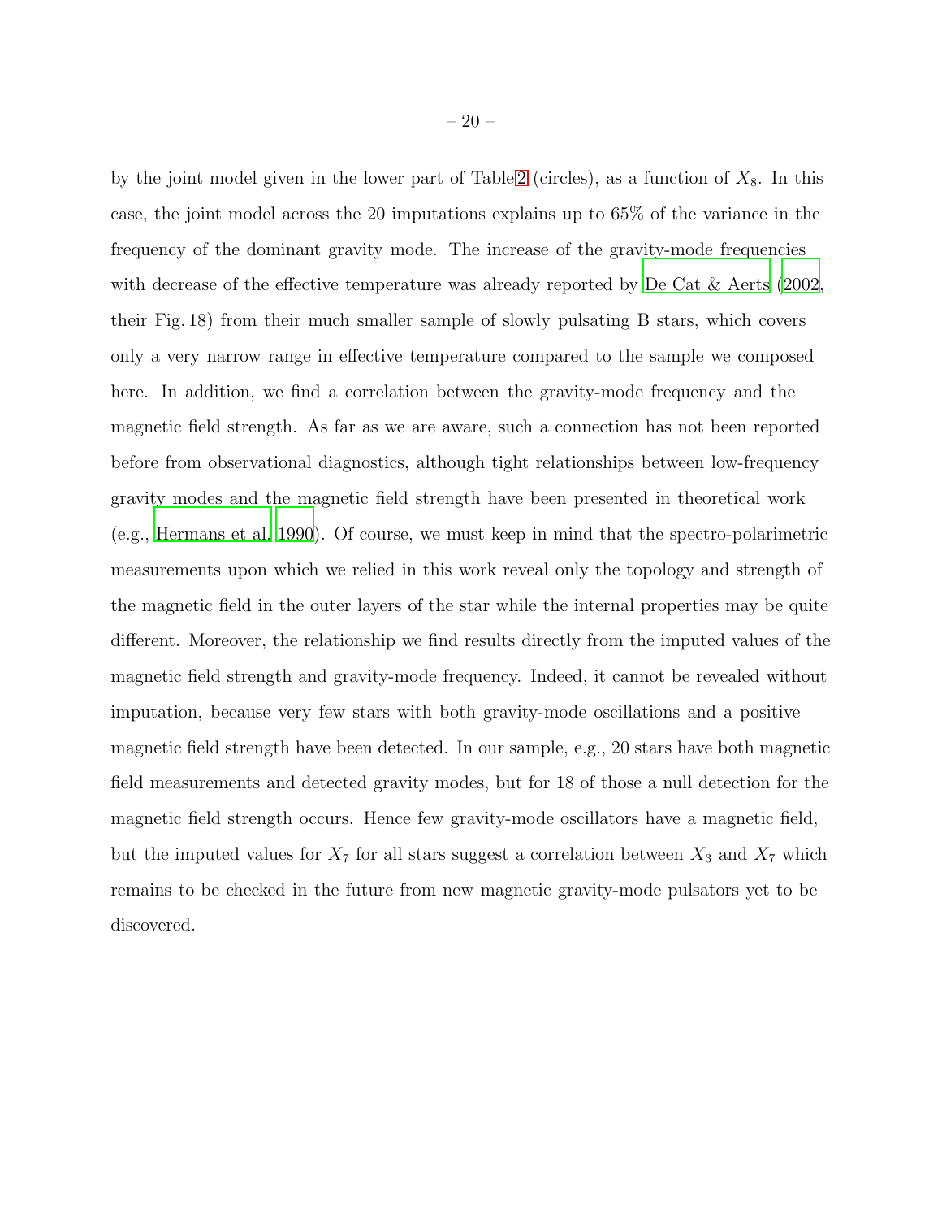by the joint model given in the lower part of Table 2 (circles), as a function of $X_8$. In this case, the joint model across the 20 imputations explains up to 65% of the variance in the frequency of the dominant gravity mode. The increase of the gravity-mode frequencies with decrease of the effective temperature was already reported by De Cat & Aerts (2002, their Fig. 18) from their much smaller sample of slowly pulsating B stars, which covers only a very narrow range in effective temperature compared to the sample we composed here. In addition, we find a correlation between the gravity-mode frequency and the magnetic field strength. As far as we are aware, such a connection has not been reported before from observational diagnostics, although tight relationships between low-frequency gravity modes and the magnetic field strength have been presented in theoretical work (e.g., Hermans et al. 1990). Of course, we must keep in mind that the spectro-polarimetric measurements upon which we relied in this work reveal only the topology and strength of the magnetic field in the outer layers of the star while the internal properties may be quite different. Moreover, the relationship we find results directly from the imputed values of the magnetic field strength and gravity-mode frequency. Indeed, it cannot be revealed without imputation, because very few stars with both gravity-mode oscillations and a positive magnetic field strength have been detected. In our sample, e.g., 20 stars have both magnetic field measurements and detected gravity modes, but for 18 of those a null detection for the magnetic field strength occurs. Hence few gravity-mode oscillators have a magnetic field, but the imputed values for $X_7$ for all stars suggest a correlation between $X_3$ and $X_7$ which remains to be checked in the future from new magnetic gravity-mode pulsators yet to be discovered.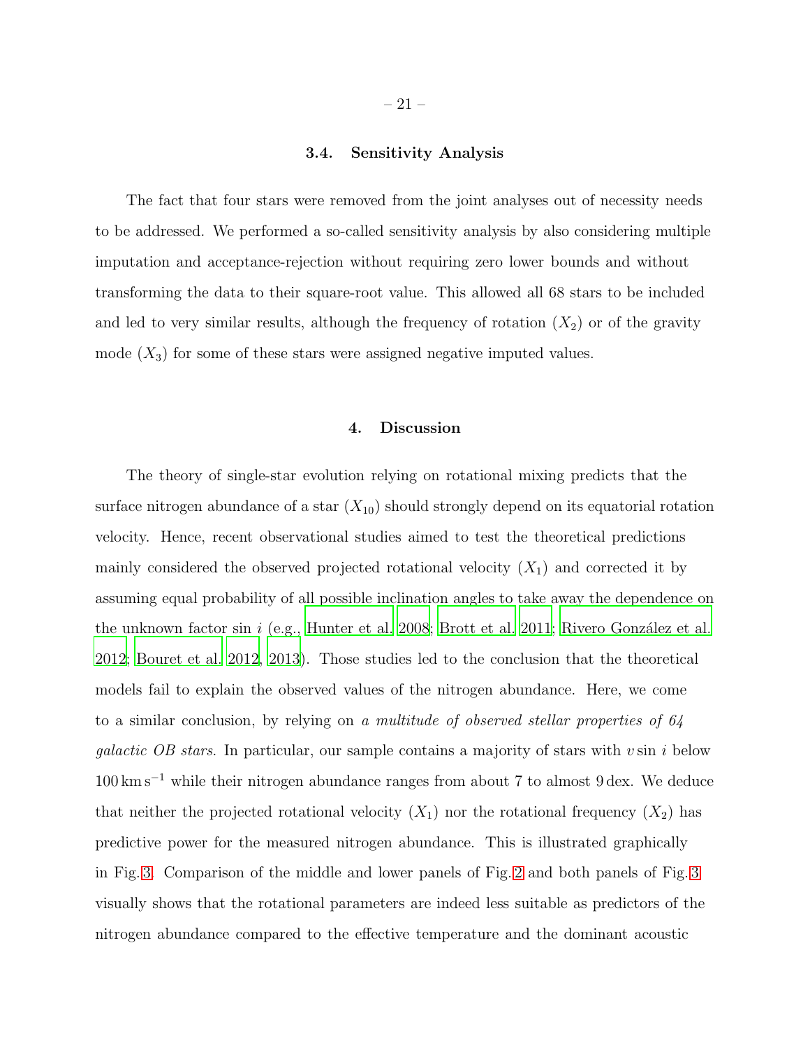### 3.4. Sensitivity Analysis

The fact that four stars were removed from the joint analyses out of necessity needs to be addressed. We performed a so-called sensitivity analysis by also considering multiple imputation and acceptance-rejection without requiring zero lower bounds and without transforming the data to their square-root value. This allowed all 68 stars to be included and led to very similar results, although the frequency of rotation ($X_2$) or of the gravity mode ($X_3$) for some of these stars were assigned negative imputed values.

## 4. Discussion

The theory of single-star evolution relying on rotational mixing predicts that the surface nitrogen abundance of a star ($X_{10}$) should strongly depend on its equatorial rotation velocity. Hence, recent observational studies aimed to test the theoretical predictions mainly considered the observed projected rotational velocity ($X_1$) and corrected it by assuming equal probability of all possible inclination angles to take away the dependence on the unknown factor $\sin i$ (e.g., Hunter et al. 2008; Brott et al. 2011; Rivero González et al. 2012; Bouret et al. 2012, 2013). Those studies led to the conclusion that the theoretical models fail to explain the observed values of the nitrogen abundance. Here, we come to a similar conclusion, by relying on *a multitude of observed stellar properties of 64 galactic OB stars*. In particular, our sample contains a majority of stars with $v \sin i$ below $100\,\mathrm{km\,s^{-1}}$ while their nitrogen abundance ranges from about 7 to almost 9 dex. We deduce that neither the projected rotational velocity ($X_1$) nor the rotational frequency ($X_2$) has predictive power for the measured nitrogen abundance. This is illustrated graphically in Fig. 3. Comparison of the middle and lower panels of Fig. 2 and both panels of Fig. 3 visually shows that the rotational parameters are indeed less suitable as predictors of the nitrogen abundance compared to the effective temperature and the dominant acoustic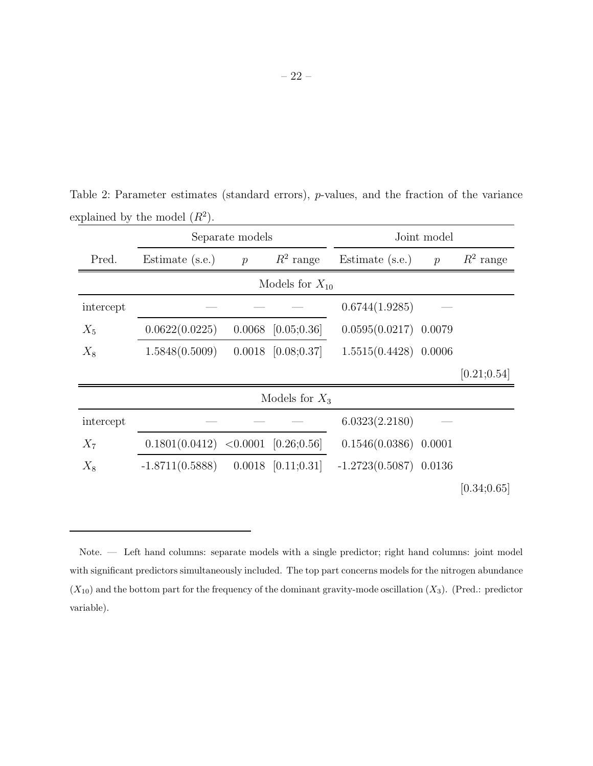Table 2: Parameter estimates (standard errors), $p$-values, and the fraction of the variance explained by the model ($R^2$).

| | Separate models | | | Joint model | | |
|---|---|---|---|---|---|---|
| Pred. | Estimate (s.e.) | $p$ | $R^2$ range | Estimate (s.e.) | $p$ | $R^2$ range |
| **Models for $X_{10}$** | | | | | | |
| intercept | — | — | — | 0.6744(1.9285) | — | |
| $X_5$ | 0.0622(0.0225) | 0.0068 | [0.05;0.36] | 0.0595(0.0217) | 0.0079 | |
| $X_8$ | 1.5848(0.5009) | 0.0018 | [0.08;0.37] | 1.5515(0.4428) | 0.0006 | |
| | | | | | | [0.21;0.54] |
| **Models for $X_3$** | | | | | | |
| intercept | — | — | — | 6.0323(2.2180) | — | |
| $X_7$ | 0.1801(0.0412) | <0.0001 | [0.26;0.56] | 0.1546(0.0386) | 0.0001 | |
| $X_8$ | -1.8711(0.5888) | 0.0018 | [0.11;0.31] | -1.2723(0.5087) | 0.0136 | |
| | | | | | | [0.34;0.65] |

Note. — Left hand columns: separate models with a single predictor; right hand columns: joint model with significant predictors simultaneously included. The top part concerns models for the nitrogen abundance ($X_{10}$) and the bottom part for the frequency of the dominant gravity-mode oscillation ($X_3$). (Pred.: predictor variable).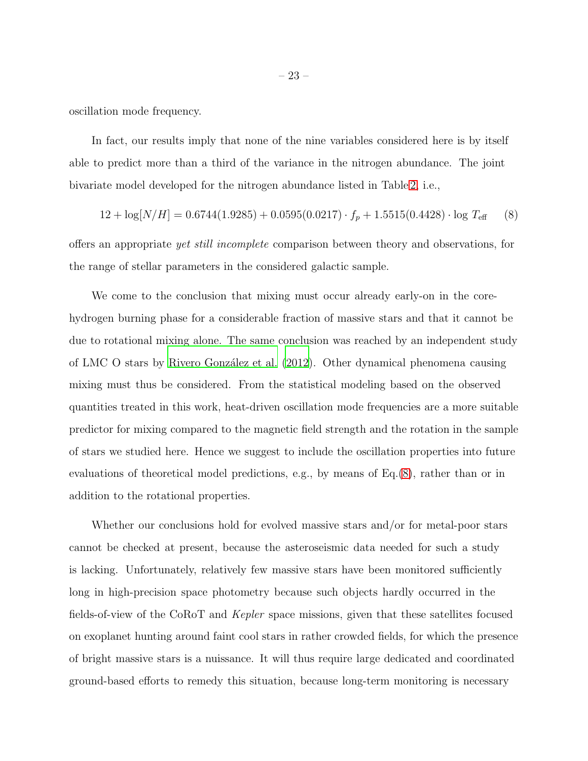oscillation mode frequency.

In fact, our results imply that none of the nine variables considered here is by itself able to predict more than a third of the variance in the nitrogen abundance. The joint bivariate model developed for the nitrogen abundance listed in Table 2, i.e.,

$$12 + \log[N/H] = 0.6744(1.9285) + 0.0595(0.0217) \cdot f_p + 1.5515(0.4428) \cdot \log T_{\rm eff} \quad (8)$$

offers an appropriate *yet still incomplete* comparison between theory and observations, for the range of stellar parameters in the considered galactic sample.

We come to the conclusion that mixing must occur already early-on in the core-hydrogen burning phase for a considerable fraction of massive stars and that it cannot be due to rotational mixing alone. The same conclusion was reached by an independent study of LMC O stars by Rivero González et al. (2012). Other dynamical phenomena causing mixing must thus be considered. From the statistical modeling based on the observed quantities treated in this work, heat-driven oscillation mode frequencies are a more suitable predictor for mixing compared to the magnetic field strength and the rotation in the sample of stars we studied here. Hence we suggest to include the oscillation properties into future evaluations of theoretical model predictions, e.g., by means of Eq.(8), rather than or in addition to the rotational properties.

Whether our conclusions hold for evolved massive stars and/or for metal-poor stars cannot be checked at present, because the asteroseismic data needed for such a study is lacking. Unfortunately, relatively few massive stars have been monitored sufficiently long in high-precision space photometry because such objects hardly occurred in the fields-of-view of the CoRoT and *Kepler* space missions, given that these satellites focused on exoplanet hunting around faint cool stars in rather crowded fields, for which the presence of bright massive stars is a nuissance. It will thus require large dedicated and coordinated ground-based efforts to remedy this situation, because long-term monitoring is necessary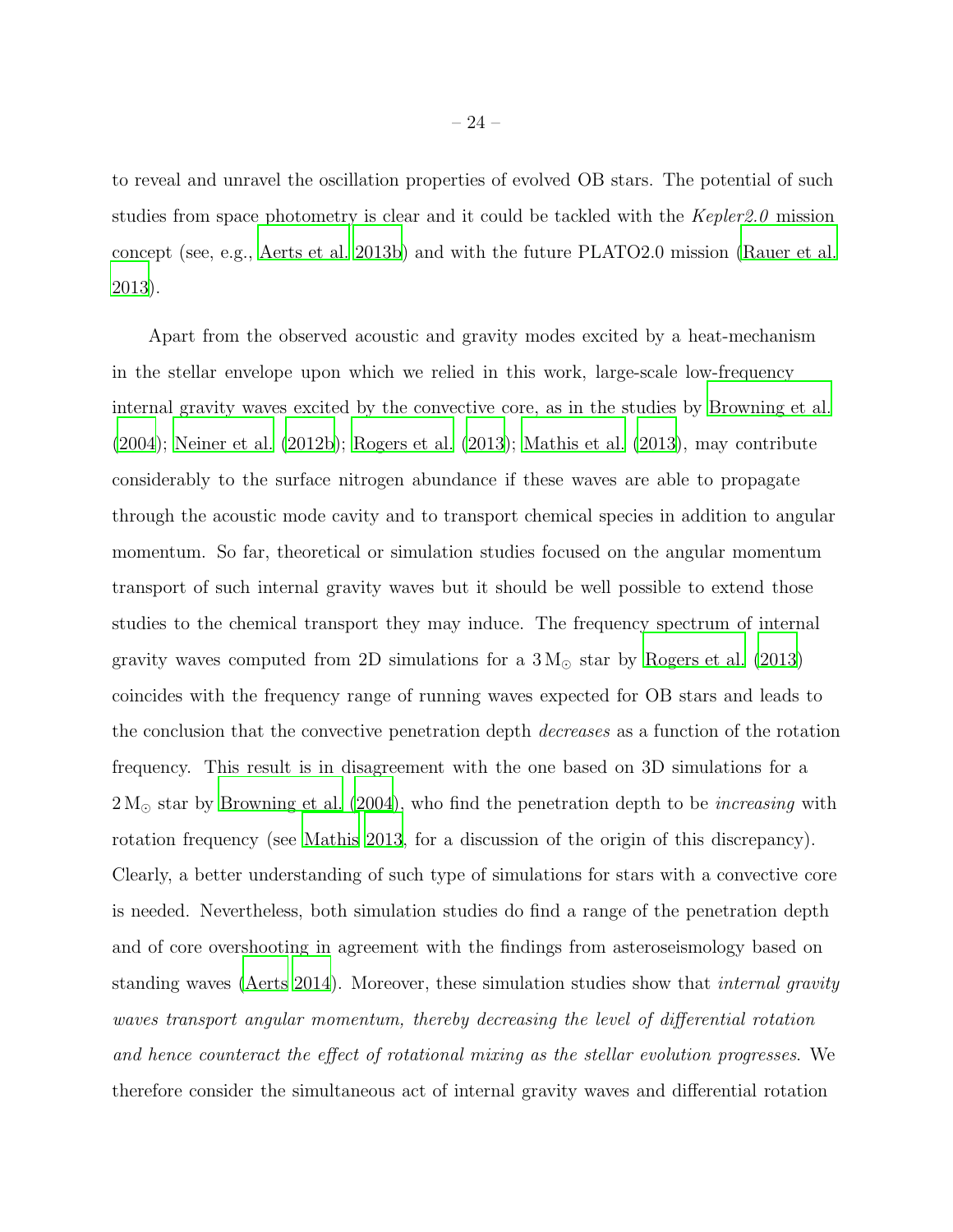to reveal and unravel the oscillation properties of evolved OB stars. The potential of such studies from space photometry is clear and it could be tackled with the *Kepler2.0* mission concept (see, e.g., Aerts et al. 2013b) and with the future PLATO2.0 mission (Rauer et al. 2013).

Apart from the observed acoustic and gravity modes excited by a heat-mechanism in the stellar envelope upon which we relied in this work, large-scale low-frequency internal gravity waves excited by the convective core, as in the studies by Browning et al. (2004); Neiner et al. (2012b); Rogers et al. (2013); Mathis et al. (2013), may contribute considerably to the surface nitrogen abundance if these waves are able to propagate through the acoustic mode cavity and to transport chemical species in addition to angular momentum. So far, theoretical or simulation studies focused on the angular momentum transport of such internal gravity waves but it should be well possible to extend those studies to the chemical transport they may induce. The frequency spectrum of internal gravity waves computed from 2D simulations for a $3\,\mathrm{M}_{\odot}$ star by Rogers et al. (2013) coincides with the frequency range of running waves expected for OB stars and leads to the conclusion that the convective penetration depth *decreases* as a function of the rotation frequency. This result is in disagreement with the one based on 3D simulations for a $2\,\mathrm{M}_{\odot}$ star by Browning et al. (2004), who find the penetration depth to be *increasing* with rotation frequency (see Mathis 2013, for a discussion of the origin of this discrepancy). Clearly, a better understanding of such type of simulations for stars with a convective core is needed. Nevertheless, both simulation studies do find a range of the penetration depth and of core overshooting in agreement with the findings from asteroseismology based on standing waves (Aerts 2014). Moreover, these simulation studies show that *internal gravity waves transport angular momentum, thereby decreasing the level of differential rotation and hence counteract the effect of rotational mixing as the stellar evolution progresses*. We therefore consider the simultaneous act of internal gravity waves and differential rotation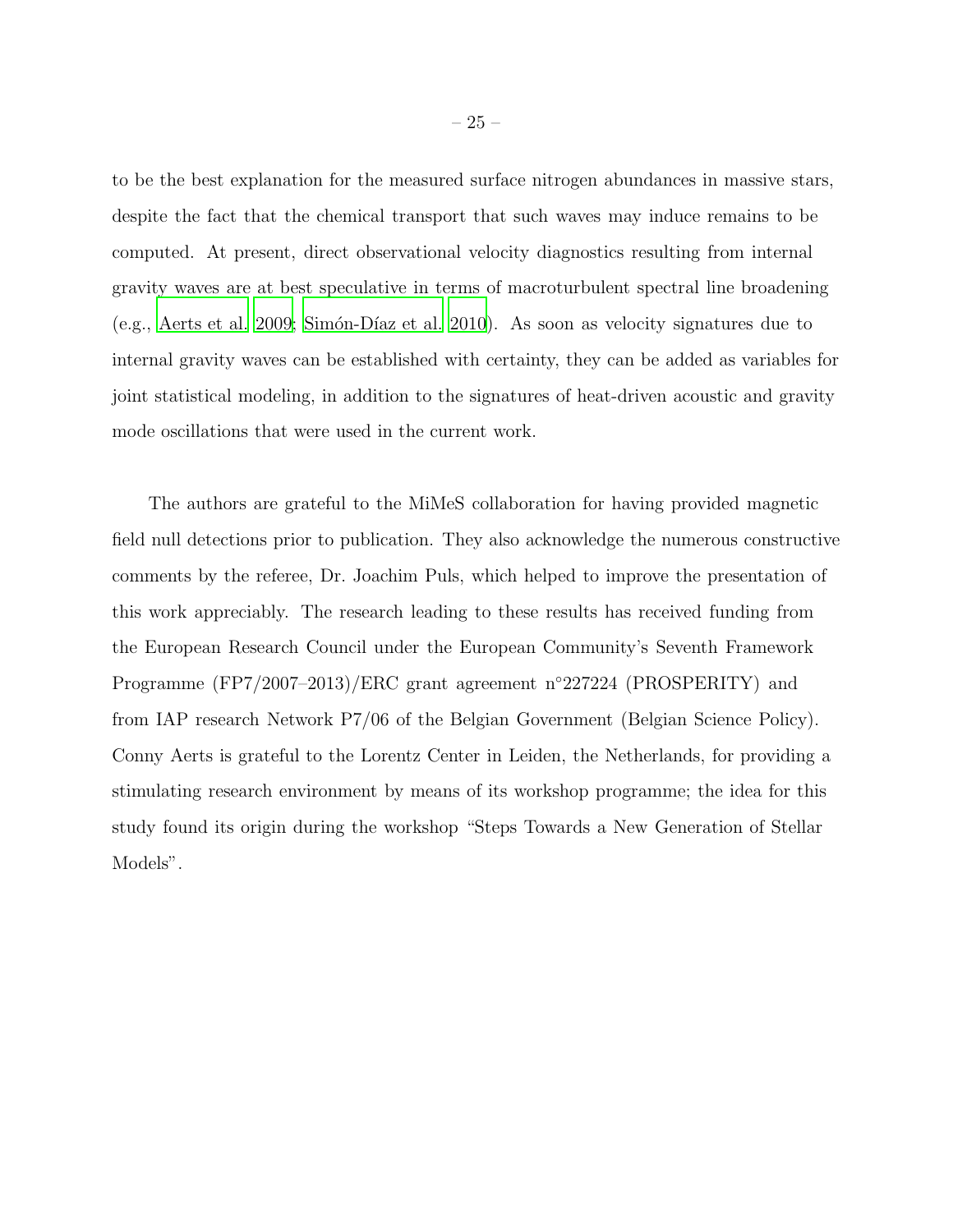to be the best explanation for the measured surface nitrogen abundances in massive stars, despite the fact that the chemical transport that such waves may induce remains to be computed. At present, direct observational velocity diagnostics resulting from internal gravity waves are at best speculative in terms of macroturbulent spectral line broadening (e.g., Aerts et al. 2009; Simón-Díaz et al. 2010). As soon as velocity signatures due to internal gravity waves can be established with certainty, they can be added as variables for joint statistical modeling, in addition to the signatures of heat-driven acoustic and gravity mode oscillations that were used in the current work.

The authors are grateful to the MiMeS collaboration for having provided magnetic field null detections prior to publication. They also acknowledge the numerous constructive comments by the referee, Dr. Joachim Puls, which helped to improve the presentation of this work appreciably. The research leading to these results has received funding from the European Research Council under the European Community's Seventh Framework Programme (FP7/2007–2013)/ERC grant agreement n°227224 (PROSPERITY) and from IAP research Network P7/06 of the Belgian Government (Belgian Science Policy). Conny Aerts is grateful to the Lorentz Center in Leiden, the Netherlands, for providing a stimulating research environment by means of its workshop programme; the idea for this study found its origin during the workshop "Steps Towards a New Generation of Stellar Models".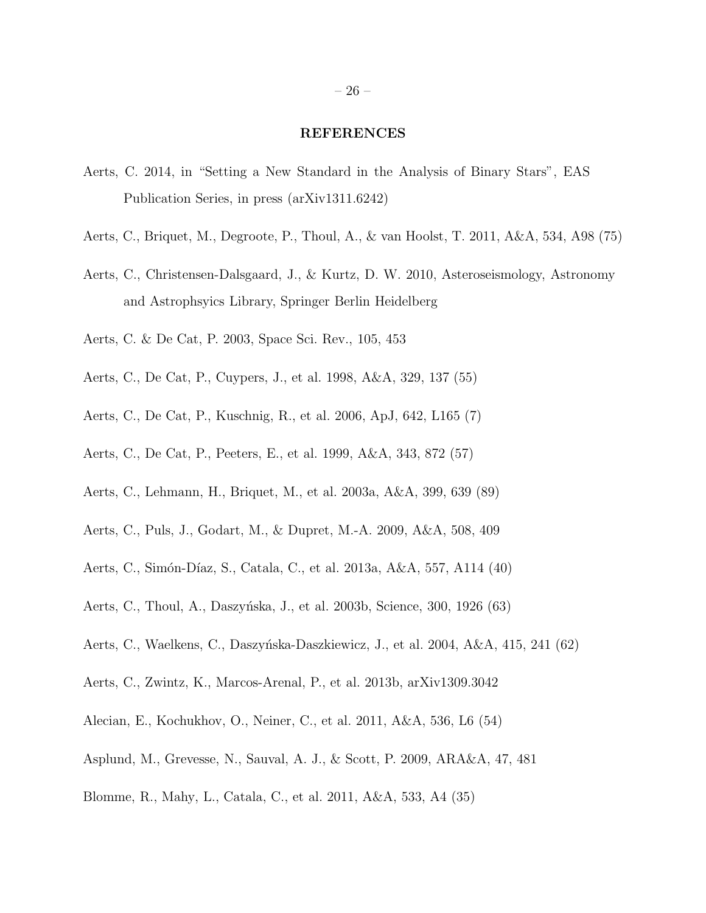## REFERENCES

Aerts, C. 2014, in "Setting a New Standard in the Analysis of Binary Stars", EAS Publication Series, in press (arXiv1311.6242)

Aerts, C., Briquet, M., Degroote, P., Thoul, A., & van Hoolst, T. 2011, A&A, 534, A98 (75)

Aerts, C., Christensen-Dalsgaard, J., & Kurtz, D. W. 2010, Asteroseismology, Astronomy and Astrophsyics Library, Springer Berlin Heidelberg

Aerts, C. & De Cat, P. 2003, Space Sci. Rev., 105, 453

Aerts, C., De Cat, P., Cuypers, J., et al. 1998, A&A, 329, 137 (55)

Aerts, C., De Cat, P., Kuschnig, R., et al. 2006, ApJ, 642, L165 (7)

Aerts, C., De Cat, P., Peeters, E., et al. 1999, A&A, 343, 872 (57)

Aerts, C., Lehmann, H., Briquet, M., et al. 2003a, A&A, 399, 639 (89)

Aerts, C., Puls, J., Godart, M., & Dupret, M.-A. 2009, A&A, 508, 409

Aerts, C., Simón-Díaz, S., Catala, C., et al. 2013a, A&A, 557, A114 (40)

Aerts, C., Thoul, A., Daszyńska, J., et al. 2003b, Science, 300, 1926 (63)

Aerts, C., Waelkens, C., Daszyńska-Daszkiewicz, J., et al. 2004, A&A, 415, 241 (62)

Aerts, C., Zwintz, K., Marcos-Arenal, P., et al. 2013b, arXiv1309.3042

Alecian, E., Kochukhov, O., Neiner, C., et al. 2011, A&A, 536, L6 (54)

Asplund, M., Grevesse, N., Sauval, A. J., & Scott, P. 2009, ARA&A, 47, 481

Blomme, R., Mahy, L., Catala, C., et al. 2011, A&A, 533, A4 (35)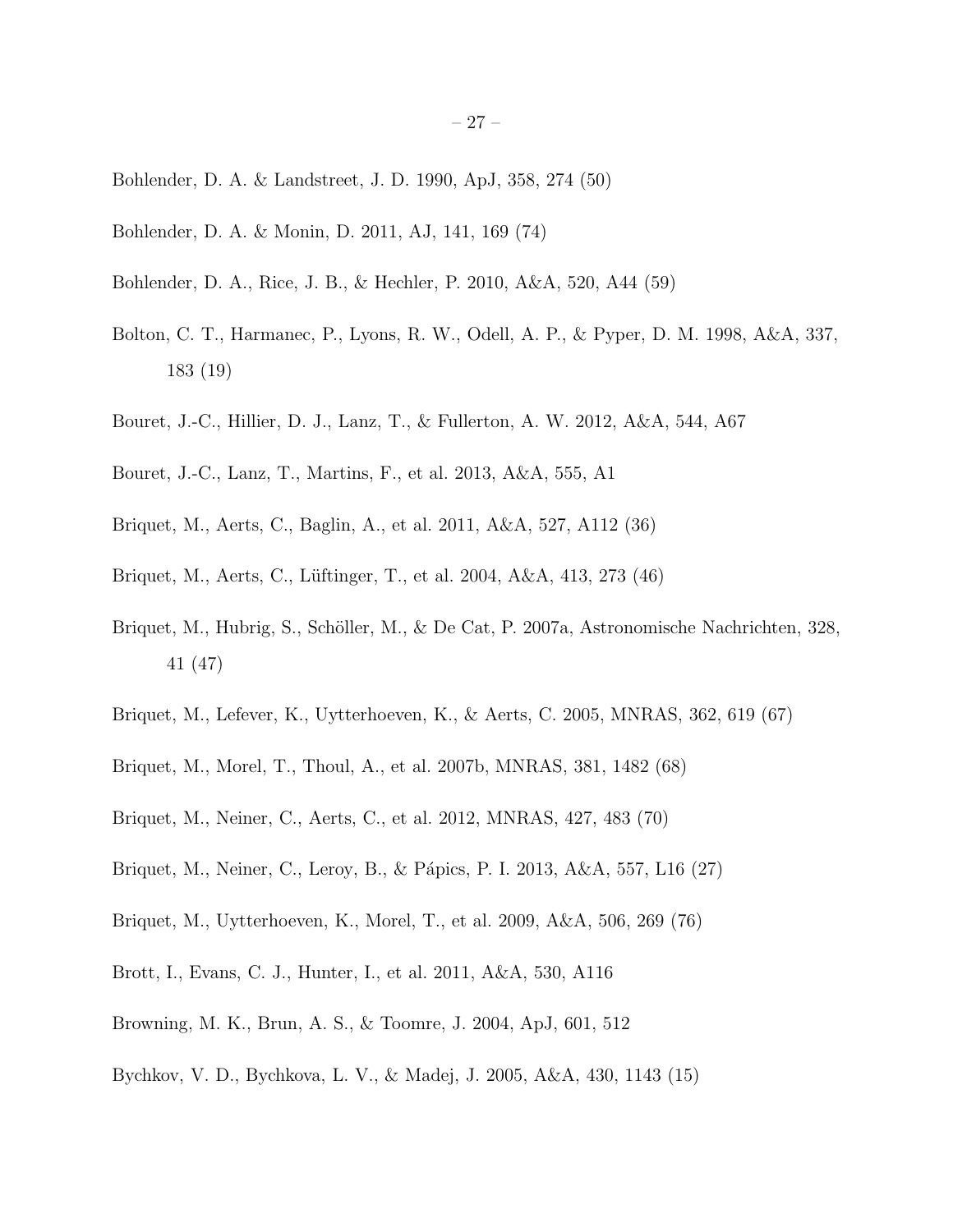Bohlender, D. A. & Landstreet, J. D. 1990, ApJ, 358, 274 (50)

Bohlender, D. A. & Monin, D. 2011, AJ, 141, 169 (74)

Bohlender, D. A., Rice, J. B., & Hechler, P. 2010, A&A, 520, A44 (59)

Bolton, C. T., Harmanec, P., Lyons, R. W., Odell, A. P., & Pyper, D. M. 1998, A&A, 337, 183 (19)

Bouret, J.-C., Hillier, D. J., Lanz, T., & Fullerton, A. W. 2012, A&A, 544, A67

Bouret, J.-C., Lanz, T., Martins, F., et al. 2013, A&A, 555, A1

Briquet, M., Aerts, C., Baglin, A., et al. 2011, A&A, 527, A112 (36)

Briquet, M., Aerts, C., Lüftinger, T., et al. 2004, A&A, 413, 273 (46)

Briquet, M., Hubrig, S., Schöller, M., & De Cat, P. 2007a, Astronomische Nachrichten, 328, 41 (47)

Briquet, M., Lefever, K., Uytterhoeven, K., & Aerts, C. 2005, MNRAS, 362, 619 (67)

Briquet, M., Morel, T., Thoul, A., et al. 2007b, MNRAS, 381, 1482 (68)

Briquet, M., Neiner, C., Aerts, C., et al. 2012, MNRAS, 427, 483 (70)

Briquet, M., Neiner, C., Leroy, B., & Pápics, P. I. 2013, A&A, 557, L16 (27)

Briquet, M., Uytterhoeven, K., Morel, T., et al. 2009, A&A, 506, 269 (76)

Brott, I., Evans, C. J., Hunter, I., et al. 2011, A&A, 530, A116

Browning, M. K., Brun, A. S., & Toomre, J. 2004, ApJ, 601, 512

Bychkov, V. D., Bychkova, L. V., & Madej, J. 2005, A&A, 430, 1143 (15)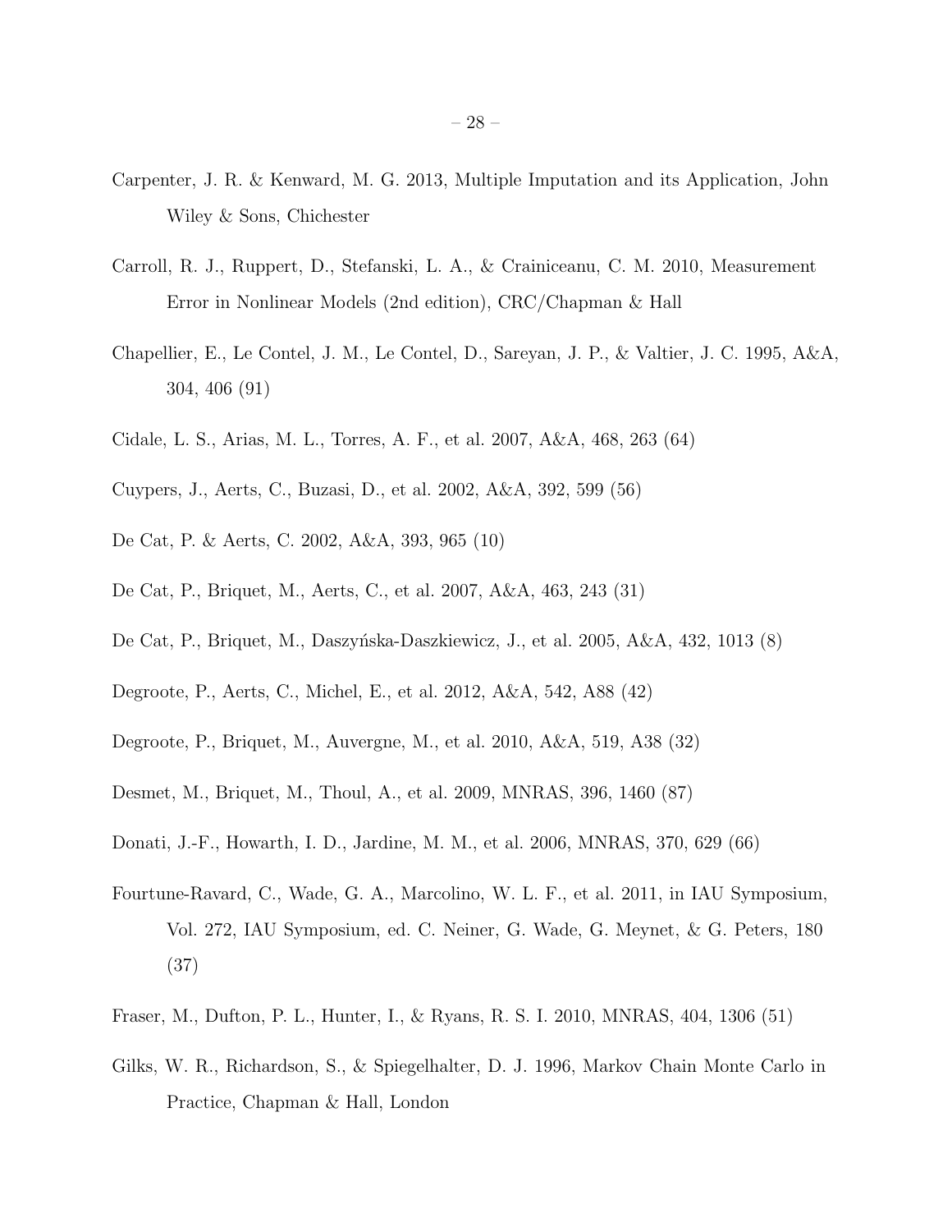Carpenter, J. R. & Kenward, M. G. 2013, Multiple Imputation and its Application, John Wiley & Sons, Chichester

Carroll, R. J., Ruppert, D., Stefanski, L. A., & Crainiceanu, C. M. 2010, Measurement Error in Nonlinear Models (2nd edition), CRC/Chapman & Hall

Chapellier, E., Le Contel, J. M., Le Contel, D., Sareyan, J. P., & Valtier, J. C. 1995, A&A, 304, 406 (91)

Cidale, L. S., Arias, M. L., Torres, A. F., et al. 2007, A&A, 468, 263 (64)

Cuypers, J., Aerts, C., Buzasi, D., et al. 2002, A&A, 392, 599 (56)

De Cat, P. & Aerts, C. 2002, A&A, 393, 965 (10)

De Cat, P., Briquet, M., Aerts, C., et al. 2007, A&A, 463, 243 (31)

De Cat, P., Briquet, M., Daszyńska-Daszkiewicz, J., et al. 2005, A&A, 432, 1013 (8)

Degroote, P., Aerts, C., Michel, E., et al. 2012, A&A, 542, A88 (42)

Degroote, P., Briquet, M., Auvergne, M., et al. 2010, A&A, 519, A38 (32)

Desmet, M., Briquet, M., Thoul, A., et al. 2009, MNRAS, 396, 1460 (87)

Donati, J.-F., Howarth, I. D., Jardine, M. M., et al. 2006, MNRAS, 370, 629 (66)

Fourtune-Ravard, C., Wade, G. A., Marcolino, W. L. F., et al. 2011, in IAU Symposium, Vol. 272, IAU Symposium, ed. C. Neiner, G. Wade, G. Meynet, & G. Peters, 180 (37)

Fraser, M., Dufton, P. L., Hunter, I., & Ryans, R. S. I. 2010, MNRAS, 404, 1306 (51)

Gilks, W. R., Richardson, S., & Spiegelhalter, D. J. 1996, Markov Chain Monte Carlo in Practice, Chapman & Hall, London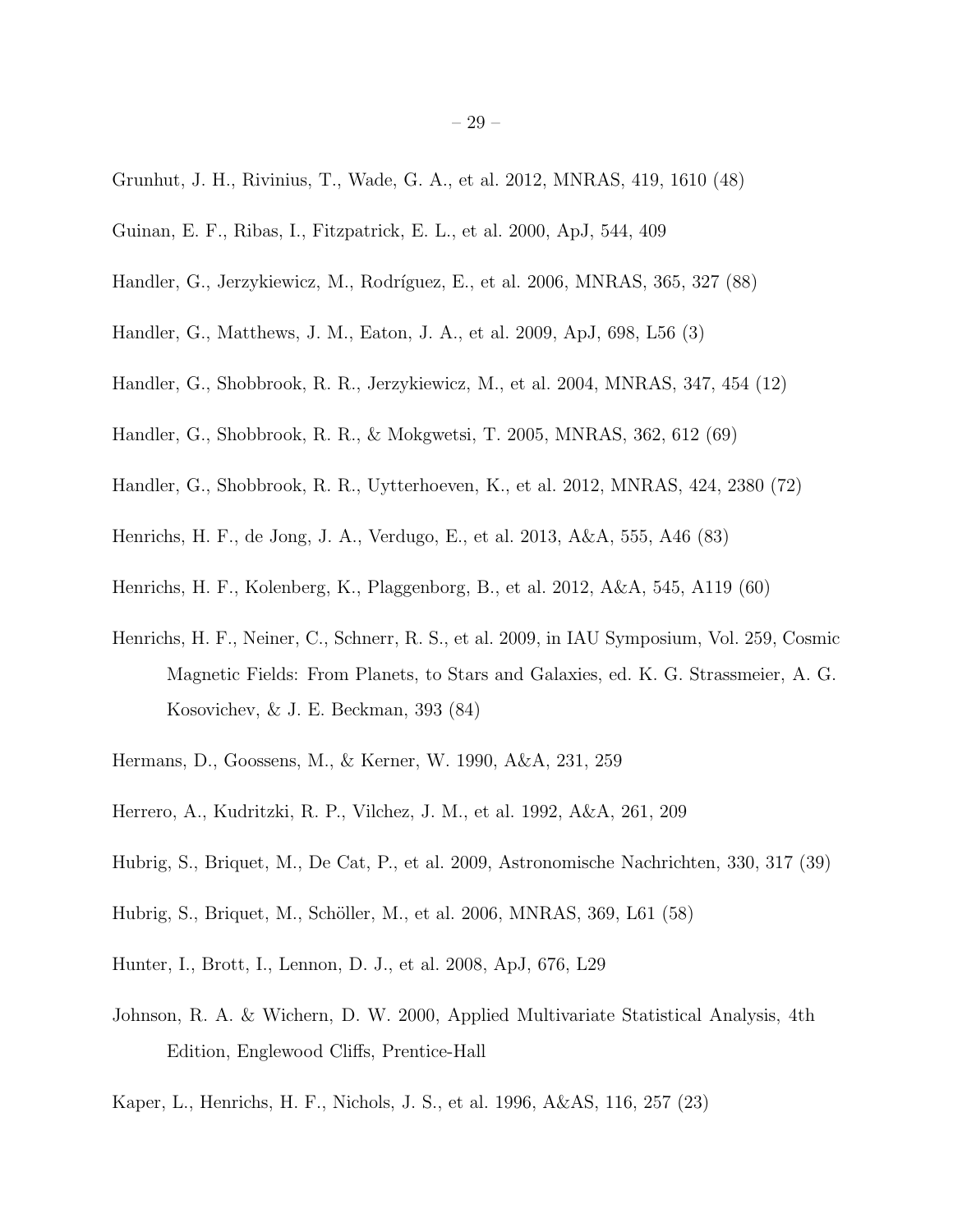Grunhut, J. H., Rivinius, T., Wade, G. A., et al. 2012, MNRAS, 419, 1610 (48)

Guinan, E. F., Ribas, I., Fitzpatrick, E. L., et al. 2000, ApJ, 544, 409

Handler, G., Jerzykiewicz, M., Rodríguez, E., et al. 2006, MNRAS, 365, 327 (88)

Handler, G., Matthews, J. M., Eaton, J. A., et al. 2009, ApJ, 698, L56 (3)

Handler, G., Shobbrook, R. R., Jerzykiewicz, M., et al. 2004, MNRAS, 347, 454 (12)

Handler, G., Shobbrook, R. R., & Mokgwetsi, T. 2005, MNRAS, 362, 612 (69)

Handler, G., Shobbrook, R. R., Uytterhoeven, K., et al. 2012, MNRAS, 424, 2380 (72)

Henrichs, H. F., de Jong, J. A., Verdugo, E., et al. 2013, A&A, 555, A46 (83)

Henrichs, H. F., Kolenberg, K., Plaggenborg, B., et al. 2012, A&A, 545, A119 (60)

Henrichs, H. F., Neiner, C., Schnerr, R. S., et al. 2009, in IAU Symposium, Vol. 259, Cosmic Magnetic Fields: From Planets, to Stars and Galaxies, ed. K. G. Strassmeier, A. G. Kosovichev, & J. E. Beckman, 393 (84)

Hermans, D., Goossens, M., & Kerner, W. 1990, A&A, 231, 259

Herrero, A., Kudritzki, R. P., Vilchez, J. M., et al. 1992, A&A, 261, 209

Hubrig, S., Briquet, M., De Cat, P., et al. 2009, Astronomische Nachrichten, 330, 317 (39)

Hubrig, S., Briquet, M., Schöller, M., et al. 2006, MNRAS, 369, L61 (58)

Hunter, I., Brott, I., Lennon, D. J., et al. 2008, ApJ, 676, L29

Johnson, R. A. & Wichern, D. W. 2000, Applied Multivariate Statistical Analysis, 4th Edition, Englewood Cliffs, Prentice-Hall

Kaper, L., Henrichs, H. F., Nichols, J. S., et al. 1996, A&AS, 116, 257 (23)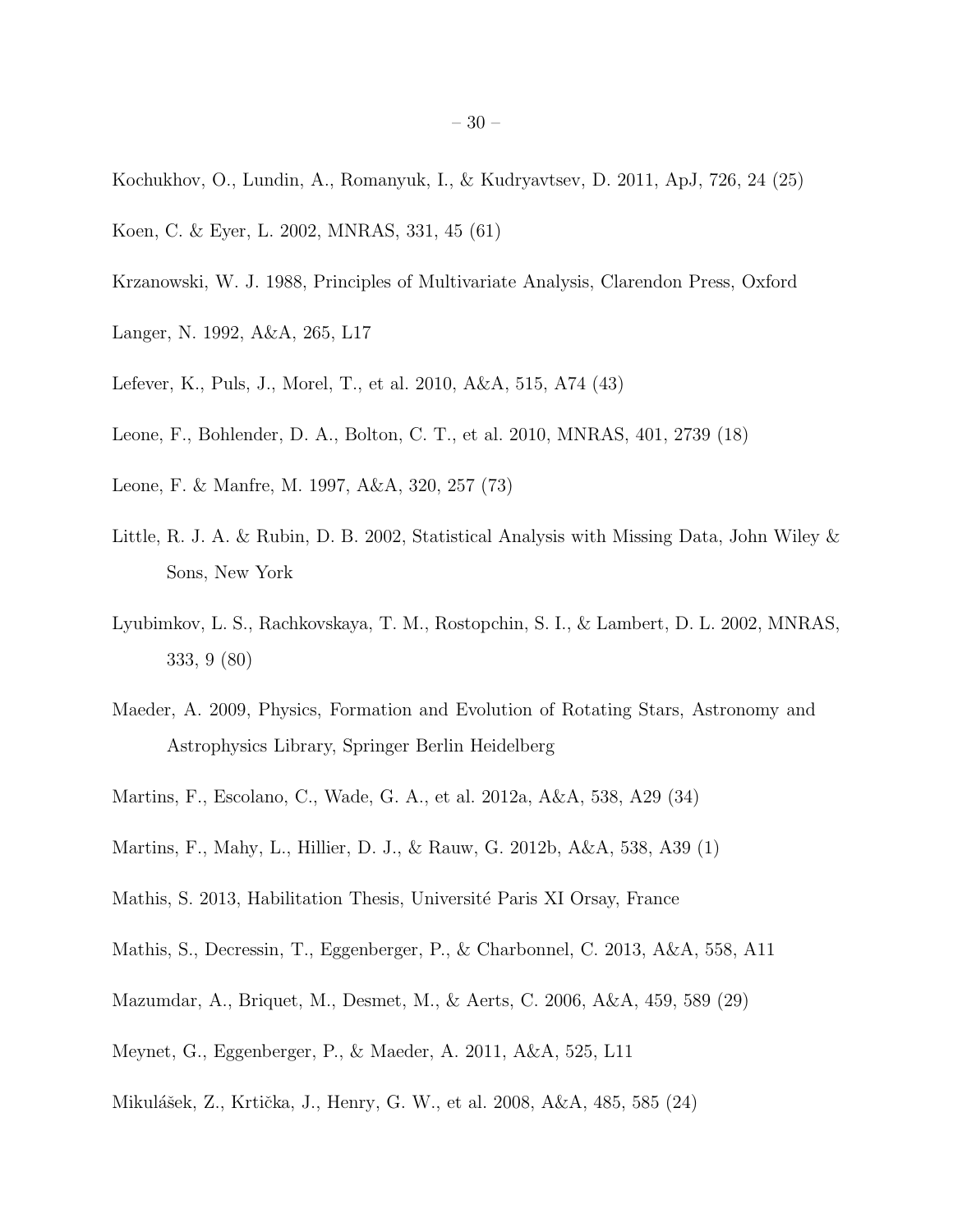Kochukhov, O., Lundin, A., Romanyuk, I., & Kudryavtsev, D. 2011, ApJ, 726, 24 (25)

Koen, C. & Eyer, L. 2002, MNRAS, 331, 45 (61)

Krzanowski, W. J. 1988, Principles of Multivariate Analysis, Clarendon Press, Oxford

Langer, N. 1992, A&A, 265, L17

Lefever, K., Puls, J., Morel, T., et al. 2010, A&A, 515, A74 (43)

Leone, F., Bohlender, D. A., Bolton, C. T., et al. 2010, MNRAS, 401, 2739 (18)

Leone, F. & Manfre, M. 1997, A&A, 320, 257 (73)

Little, R. J. A. & Rubin, D. B. 2002, Statistical Analysis with Missing Data, John Wiley & Sons, New York

Lyubimkov, L. S., Rachkovskaya, T. M., Rostopchin, S. I., & Lambert, D. L. 2002, MNRAS, 333, 9 (80)

Maeder, A. 2009, Physics, Formation and Evolution of Rotating Stars, Astronomy and Astrophysics Library, Springer Berlin Heidelberg

Martins, F., Escolano, C., Wade, G. A., et al. 2012a, A&A, 538, A29 (34)

Martins, F., Mahy, L., Hillier, D. J., & Rauw, G. 2012b, A&A, 538, A39 (1)

Mathis, S. 2013, Habilitation Thesis, Université Paris XI Orsay, France

Mathis, S., Decressin, T., Eggenberger, P., & Charbonnel, C. 2013, A&A, 558, A11

Mazumdar, A., Briquet, M., Desmet, M., & Aerts, C. 2006, A&A, 459, 589 (29)

Meynet, G., Eggenberger, P., & Maeder, A. 2011, A&A, 525, L11

Mikulášek, Z., Krtička, J., Henry, G. W., et al. 2008, A&A, 485, 585 (24)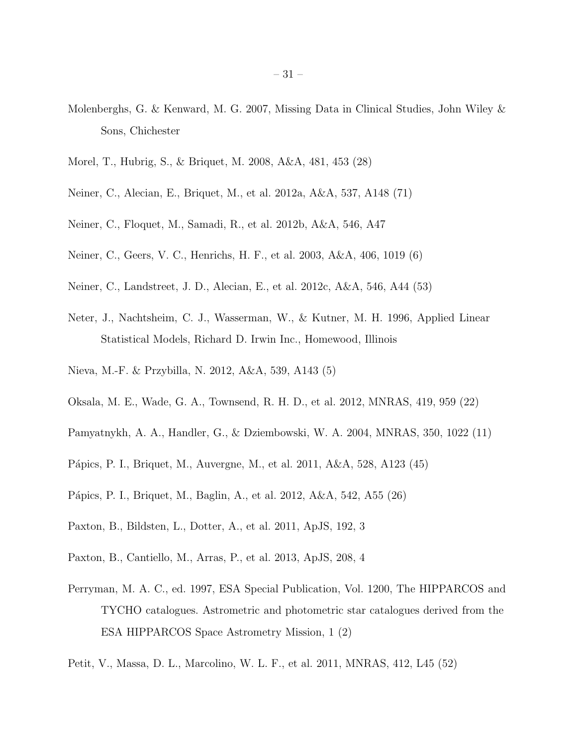Molenberghs, G. & Kenward, M. G. 2007, Missing Data in Clinical Studies, John Wiley & Sons, Chichester

Morel, T., Hubrig, S., & Briquet, M. 2008, A&A, 481, 453 (28)

Neiner, C., Alecian, E., Briquet, M., et al. 2012a, A&A, 537, A148 (71)

Neiner, C., Floquet, M., Samadi, R., et al. 2012b, A&A, 546, A47

Neiner, C., Geers, V. C., Henrichs, H. F., et al. 2003, A&A, 406, 1019 (6)

Neiner, C., Landstreet, J. D., Alecian, E., et al. 2012c, A&A, 546, A44 (53)

Neter, J., Nachtsheim, C. J., Wasserman, W., & Kutner, M. H. 1996, Applied Linear Statistical Models, Richard D. Irwin Inc., Homewood, Illinois

Nieva, M.-F. & Przybilla, N. 2012, A&A, 539, A143 (5)

Oksala, M. E., Wade, G. A., Townsend, R. H. D., et al. 2012, MNRAS, 419, 959 (22)

Pamyatnykh, A. A., Handler, G., & Dziembowski, W. A. 2004, MNRAS, 350, 1022 (11)

Pápics, P. I., Briquet, M., Auvergne, M., et al. 2011, A&A, 528, A123 (45)

Pápics, P. I., Briquet, M., Baglin, A., et al. 2012, A&A, 542, A55 (26)

Paxton, B., Bildsten, L., Dotter, A., et al. 2011, ApJS, 192, 3

Paxton, B., Cantiello, M., Arras, P., et al. 2013, ApJS, 208, 4

Perryman, M. A. C., ed. 1997, ESA Special Publication, Vol. 1200, The HIPPARCOS and TYCHO catalogues. Astrometric and photometric star catalogues derived from the ESA HIPPARCOS Space Astrometry Mission, 1 (2)

Petit, V., Massa, D. L., Marcolino, W. L. F., et al. 2011, MNRAS, 412, L45 (52)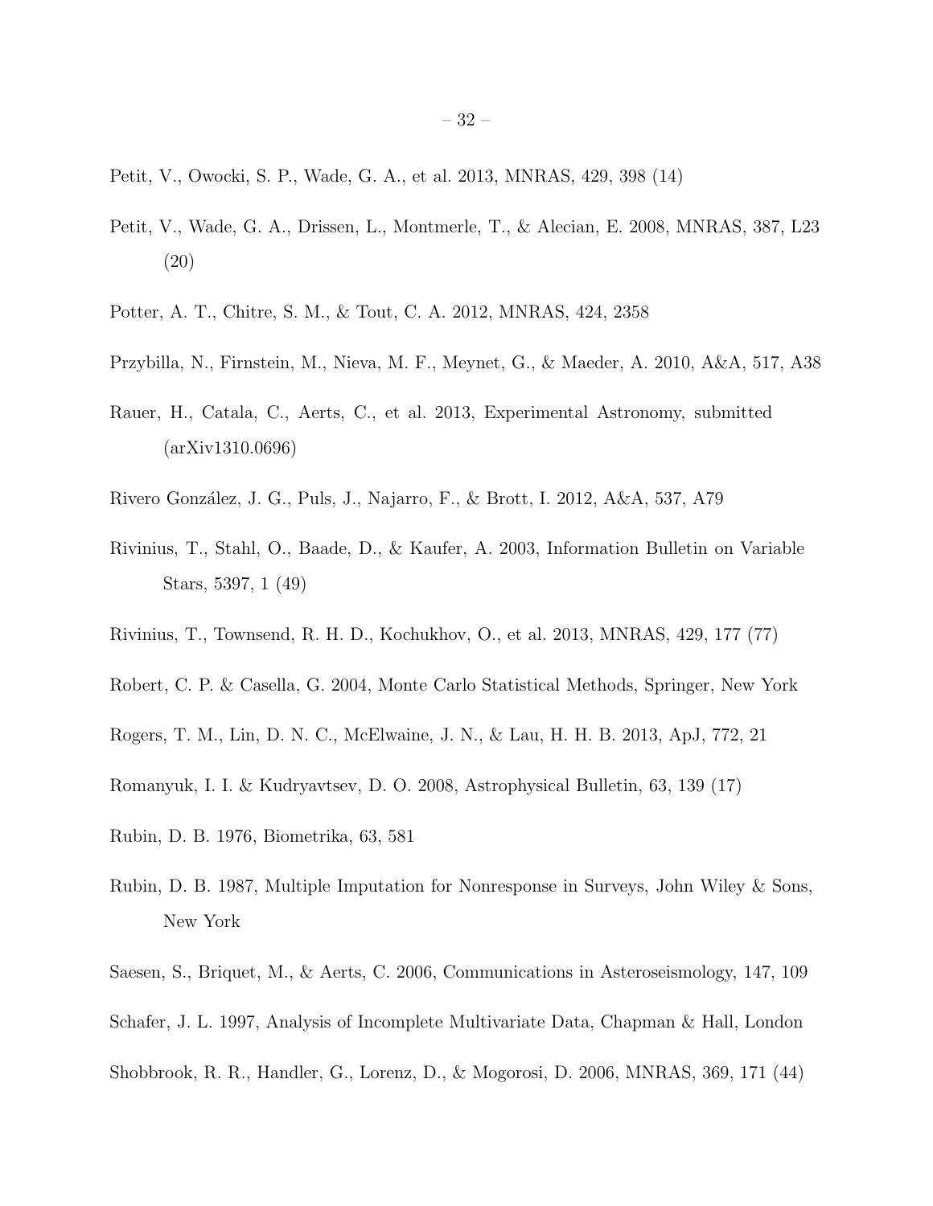Petit, V., Owocki, S. P., Wade, G. A., et al. 2013, MNRAS, 429, 398 (14)

Petit, V., Wade, G. A., Drissen, L., Montmerle, T., & Alecian, E. 2008, MNRAS, 387, L23 (20)

Potter, A. T., Chitre, S. M., & Tout, C. A. 2012, MNRAS, 424, 2358

Przybilla, N., Firnstein, M., Nieva, M. F., Meynet, G., & Maeder, A. 2010, A&A, 517, A38

Rauer, H., Catala, C., Aerts, C., et al. 2013, Experimental Astronomy, submitted (arXiv1310.0696)

Rivero González, J. G., Puls, J., Najarro, F., & Brott, I. 2012, A&A, 537, A79

Rivinius, T., Stahl, O., Baade, D., & Kaufer, A. 2003, Information Bulletin on Variable Stars, 5397, 1 (49)

Rivinius, T., Townsend, R. H. D., Kochukhov, O., et al. 2013, MNRAS, 429, 177 (77)

Robert, C. P. & Casella, G. 2004, Monte Carlo Statistical Methods, Springer, New York

Rogers, T. M., Lin, D. N. C., McElwaine, J. N., & Lau, H. H. B. 2013, ApJ, 772, 21

Romanyuk, I. I. & Kudryavtsev, D. O. 2008, Astrophysical Bulletin, 63, 139 (17)

Rubin, D. B. 1976, Biometrika, 63, 581

Rubin, D. B. 1987, Multiple Imputation for Nonresponse in Surveys, John Wiley & Sons, New York

Saesen, S., Briquet, M., & Aerts, C. 2006, Communications in Asteroseismology, 147, 109

Schafer, J. L. 1997, Analysis of Incomplete Multivariate Data, Chapman & Hall, London

Shobbrook, R. R., Handler, G., Lorenz, D., & Mogorosi, D. 2006, MNRAS, 369, 171 (44)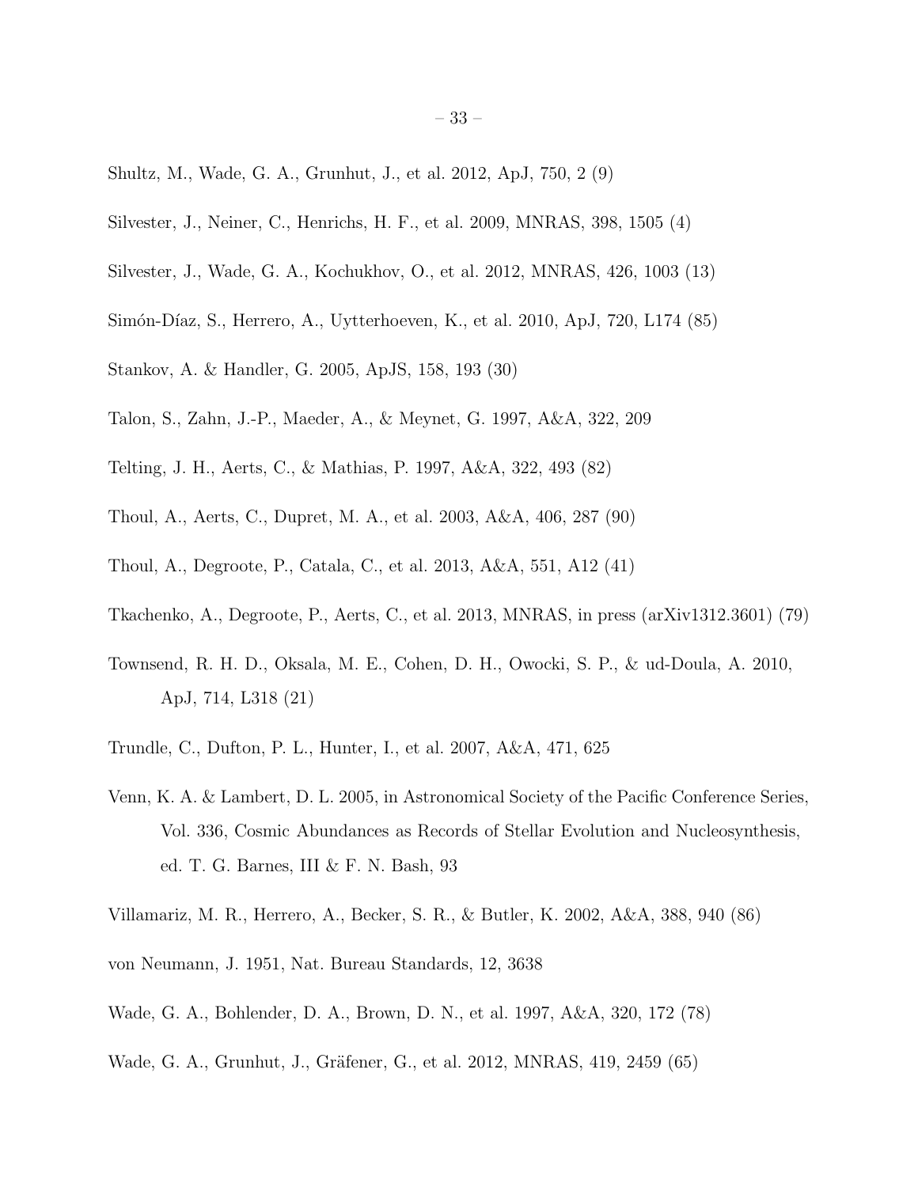Shultz, M., Wade, G. A., Grunhut, J., et al. 2012, ApJ, 750, 2 (9)

Silvester, J., Neiner, C., Henrichs, H. F., et al. 2009, MNRAS, 398, 1505 (4)

Silvester, J., Wade, G. A., Kochukhov, O., et al. 2012, MNRAS, 426, 1003 (13)

Simón-Díaz, S., Herrero, A., Uytterhoeven, K., et al. 2010, ApJ, 720, L174 (85)

Stankov, A. & Handler, G. 2005, ApJS, 158, 193 (30)

Talon, S., Zahn, J.-P., Maeder, A., & Meynet, G. 1997, A&A, 322, 209

Telting, J. H., Aerts, C., & Mathias, P. 1997, A&A, 322, 493 (82)

Thoul, A., Aerts, C., Dupret, M. A., et al. 2003, A&A, 406, 287 (90)

Thoul, A., Degroote, P., Catala, C., et al. 2013, A&A, 551, A12 (41)

Tkachenko, A., Degroote, P., Aerts, C., et al. 2013, MNRAS, in press (arXiv1312.3601) (79)

Townsend, R. H. D., Oksala, M. E., Cohen, D. H., Owocki, S. P., & ud-Doula, A. 2010, ApJ, 714, L318 (21)

Trundle, C., Dufton, P. L., Hunter, I., et al. 2007, A&A, 471, 625

Venn, K. A. & Lambert, D. L. 2005, in Astronomical Society of the Pacific Conference Series, Vol. 336, Cosmic Abundances as Records of Stellar Evolution and Nucleosynthesis, ed. T. G. Barnes, III & F. N. Bash, 93

Villamariz, M. R., Herrero, A., Becker, S. R., & Butler, K. 2002, A&A, 388, 940 (86)

von Neumann, J. 1951, Nat. Bureau Standards, 12, 3638

Wade, G. A., Bohlender, D. A., Brown, D. N., et al. 1997, A&A, 320, 172 (78)

Wade, G. A., Grunhut, J., Gräfener, G., et al. 2012, MNRAS, 419, 2459 (65)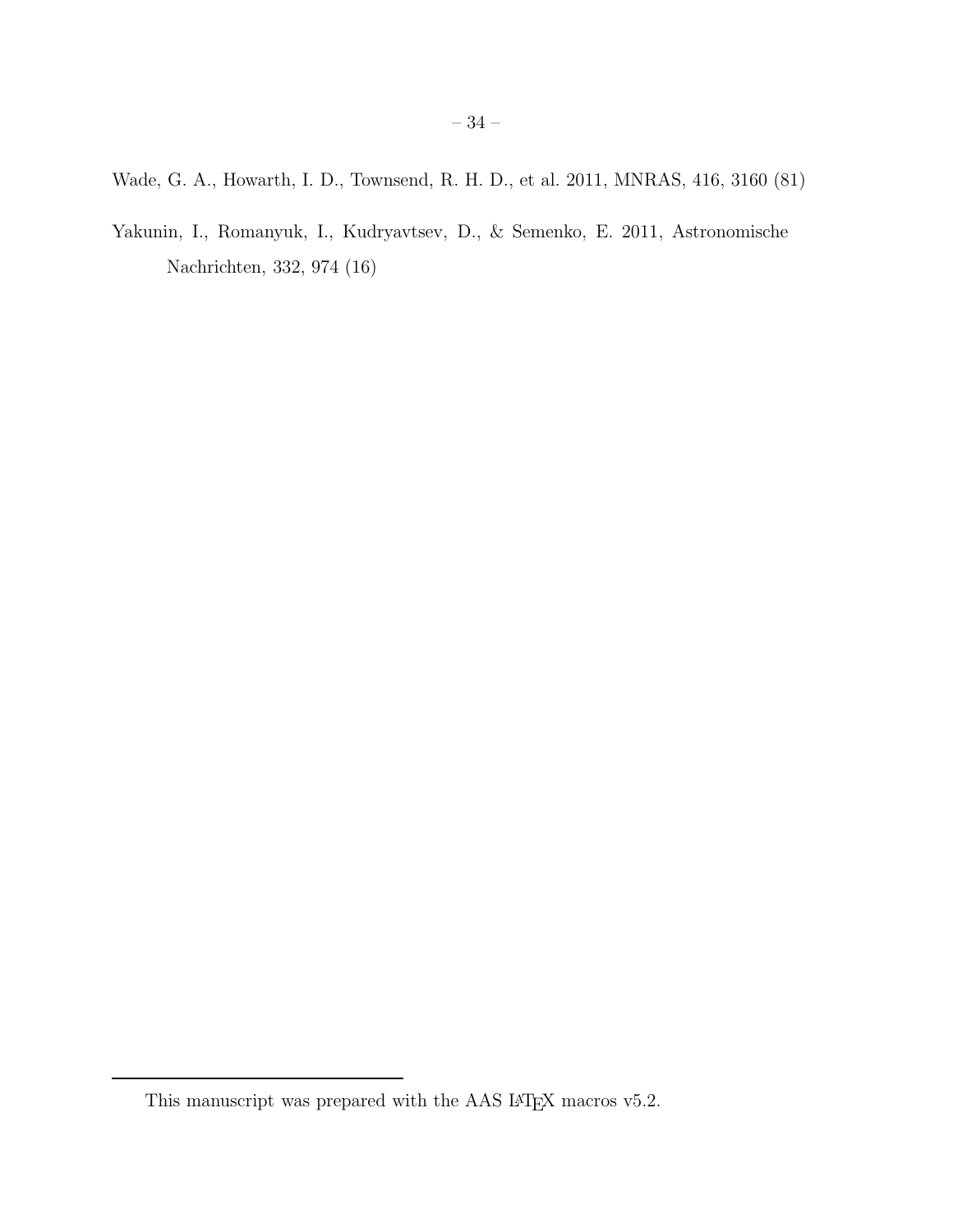Wade, G. A., Howarth, I. D., Townsend, R. H. D., et al. 2011, MNRAS, 416, 3160 (81)

Yakunin, I., Romanyuk, I., Kudryavtsev, D., & Semenko, E. 2011, Astronomische Nachrichten, 332, 974 (16)

This manuscript was prepared with the AAS LATEX macros v5.2.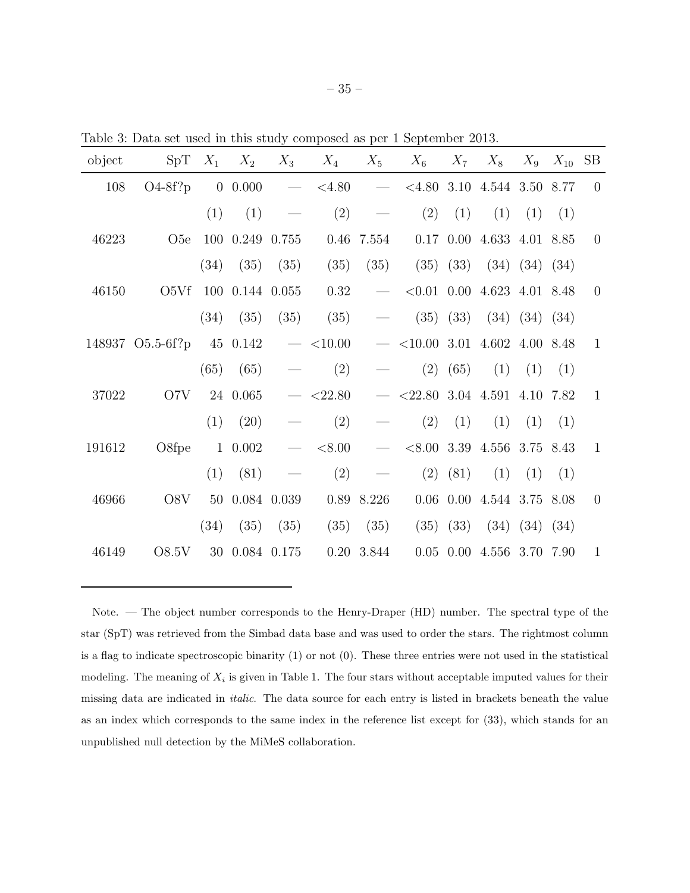Table 3: Data set used in this study composed as per 1 September 2013.

| object | SpT | $X_1$ | $X_2$ | $X_3$ | $X_4$ | $X_5$ | $X_6$ | $X_7$ | $X_8$ | $X_9$ | $X_{10}$ | SB |
|---|---|---|---|---|---|---|---|---|---|---|---|---|
| 108 | O4-8f?p | 0 | 0.000 | — | <4.80 | — | <4.80 | 3.10 | 4.544 | 3.50 | 8.77 | 0 |
| | | (1) | (1) | — | (2) | — | (2) | (1) | (1) | (1) | (1) | |
| 46223 | O5e | 100 | 0.249 | 0.755 | 0.46 | 7.554 | 0.17 | 0.00 | 4.633 | 4.01 | 8.85 | 0 |
| | | (34) | (35) | (35) | (35) | (35) | (35) | (33) | (34) | (34) | (34) | |
| 46150 | O5Vf | 100 | 0.144 | 0.055 | 0.32 | — | <0.01 | 0.00 | 4.623 | 4.01 | 8.48 | 0 |
| | | (34) | (35) | (35) | (35) | — | (35) | (33) | (34) | (34) | (34) | |
| 148937 | O5.5-6f?p | 45 | 0.142 | — | <10.00 | — | <10.00 | 3.01 | 4.602 | 4.00 | 8.48 | 1 |
| | | (65) | (65) | — | (2) | — | (2) | (65) | (1) | (1) | (1) | |
| 37022 | O7V | 24 | 0.065 | — | <22.80 | — | <22.80 | 3.04 | 4.591 | 4.10 | 7.82 | 1 |
| | | (1) | (20) | — | (2) | — | (2) | (1) | (1) | (1) | (1) | |
| 191612 | O8fpe | 1 | 0.002 | — | <8.00 | — | <8.00 | 3.39 | 4.556 | 3.75 | 8.43 | 1 |
| | | (1) | (81) | — | (2) | — | (2) | (81) | (1) | (1) | (1) | |
| 46966 | O8V | 50 | 0.084 | 0.039 | 0.89 | 8.226 | 0.06 | 0.00 | 4.544 | 3.75 | 8.08 | 0 |
| | | (34) | (35) | (35) | (35) | (35) | (35) | (33) | (34) | (34) | (34) | |
| 46149 | O8.5V | 30 | 0.084 | 0.175 | 0.20 | 3.844 | 0.05 | 0.00 | 4.556 | 3.70 | 7.90 | 1 |

Note. — The object number corresponds to the Henry-Draper (HD) number. The spectral type of the star (SpT) was retrieved from the Simbad data base and was used to order the stars. The rightmost column is a flag to indicate spectroscopic binarity (1) or not (0). These three entries were not used in the statistical modeling. The meaning of $X_i$ is given in Table 1. The four stars without acceptable imputed values for their missing data are indicated in *italic*. The data source for each entry is listed in brackets beneath the value as an index which corresponds to the same index in the reference list except for (33), which stands for an unpublished null detection by the MiMeS collaboration.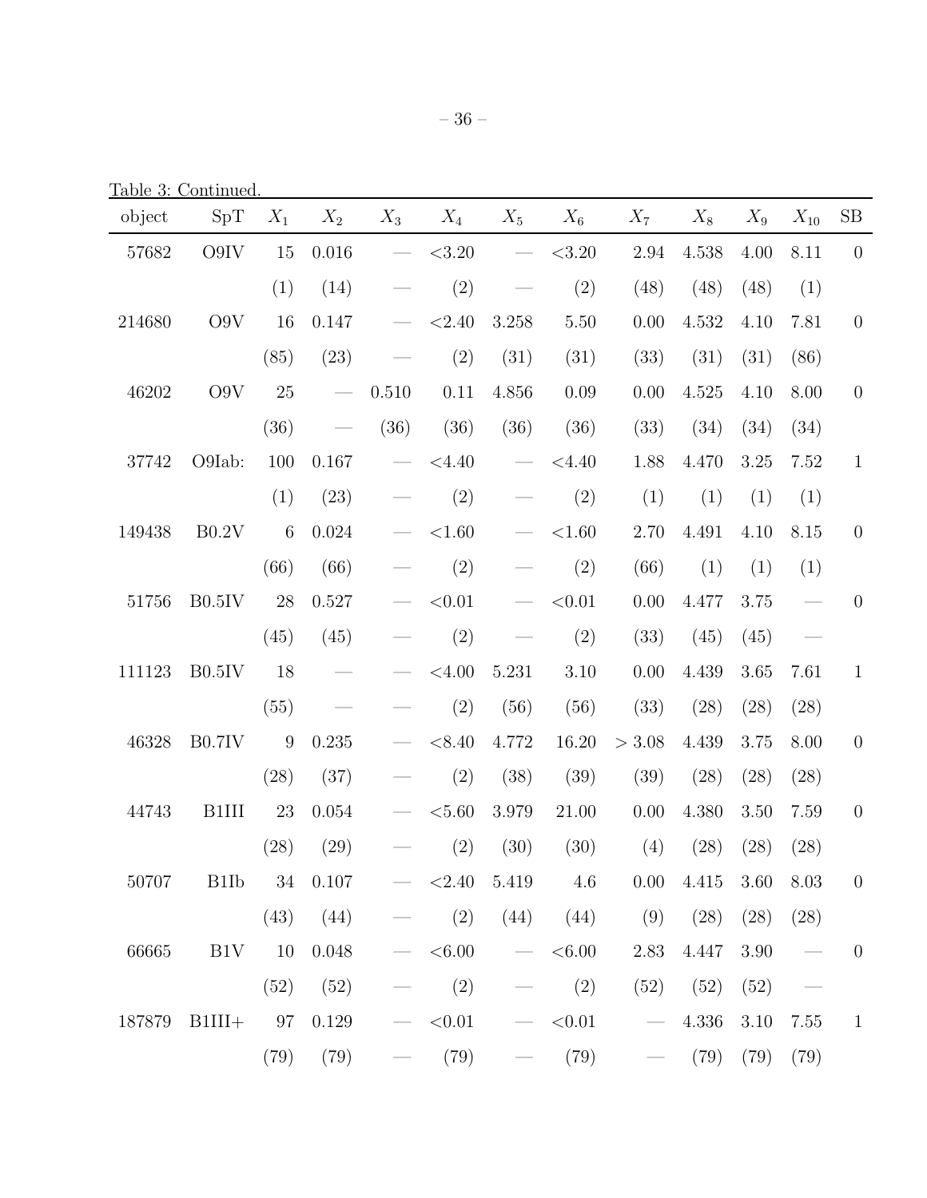Table 3: Continued.

| object | SpT | $X_1$ | $X_2$ | $X_3$ | $X_4$ | $X_5$ | $X_6$ | $X_7$ | $X_8$ | $X_9$ | $X_{10}$ | SB |
|---|---|---|---|---|---|---|---|---|---|---|---|---|
| 57682 | O9IV | 15 | 0.016 | — | <3.20 | — | <3.20 | 2.94 | 4.538 | 4.00 | 8.11 | 0 |
| | | (1) | (14) | — | (2) | — | (2) | (48) | (48) | (48) | (1) | |
| 214680 | O9V | 16 | 0.147 | — | <2.40 | 3.258 | 5.50 | 0.00 | 4.532 | 4.10 | 7.81 | 0 |
| | | (85) | (23) | — | (2) | (31) | (31) | (33) | (31) | (31) | (86) | |
| 46202 | O9V | 25 | — | 0.510 | 0.11 | 4.856 | 0.09 | 0.00 | 4.525 | 4.10 | 8.00 | 0 |
| | | (36) | — | (36) | (36) | (36) | (36) | (33) | (34) | (34) | (34) | |
| 37742 | O9Iab: | 100 | 0.167 | — | <4.40 | — | <4.40 | 1.88 | 4.470 | 3.25 | 7.52 | 1 |
| | | (1) | (23) | — | (2) | — | (2) | (1) | (1) | (1) | (1) | |
| 149438 | B0.2V | 6 | 0.024 | — | <1.60 | — | <1.60 | 2.70 | 4.491 | 4.10 | 8.15 | 0 |
| | | (66) | (66) | — | (2) | — | (2) | (66) | (1) | (1) | (1) | |
| 51756 | B0.5IV | 28 | 0.527 | — | <0.01 | — | <0.01 | 0.00 | 4.477 | 3.75 | — | 0 |
| | | (45) | (45) | — | (2) | — | (2) | (33) | (45) | (45) | — | |
| 111123 | B0.5IV | 18 | — | — | <4.00 | 5.231 | 3.10 | 0.00 | 4.439 | 3.65 | 7.61 | 1 |
| | | (55) | — | — | (2) | (56) | (56) | (33) | (28) | (28) | (28) | |
| 46328 | B0.7IV | 9 | 0.235 | — | <8.40 | 4.772 | 16.20 | > 3.08 | 4.439 | 3.75 | 8.00 | 0 |
| | | (28) | (37) | — | (2) | (38) | (39) | (39) | (28) | (28) | (28) | |
| 44743 | B1III | 23 | 0.054 | — | <5.60 | 3.979 | 21.00 | 0.00 | 4.380 | 3.50 | 7.59 | 0 |
| | | (28) | (29) | — | (2) | (30) | (30) | (4) | (28) | (28) | (28) | |
| 50707 | B1Ib | 34 | 0.107 | — | <2.40 | 5.419 | 4.6 | 0.00 | 4.415 | 3.60 | 8.03 | 0 |
| | | (43) | (44) | — | (2) | (44) | (44) | (9) | (28) | (28) | (28) | |
| 66665 | B1V | 10 | 0.048 | — | <6.00 | — | <6.00 | 2.83 | 4.447 | 3.90 | — | 0 |
| | | (52) | (52) | — | (2) | — | (2) | (52) | (52) | (52) | — | |
| 187879 | B1III+ | 97 | 0.129 | — | <0.01 | — | <0.01 | — | 4.336 | 3.10 | 7.55 | 1 |
| | | (79) | (79) | — | (79) | — | (79) | — | (79) | (79) | (79) | |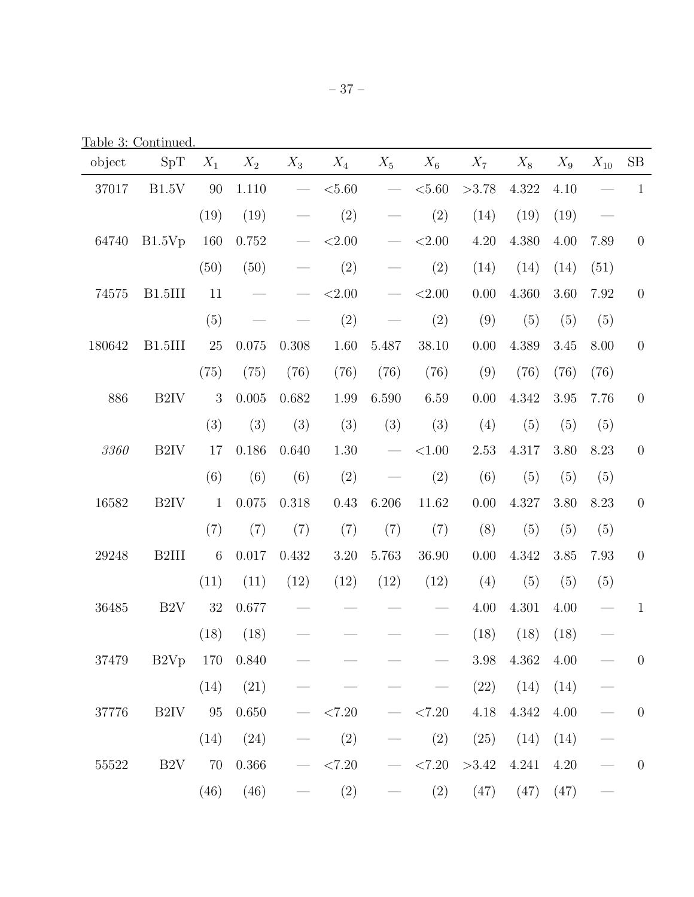Table 3: Continued.

| object | SpT | $X_1$ | $X_2$ | $X_3$ | $X_4$ | $X_5$ | $X_6$ | $X_7$ | $X_8$ | $X_9$ | $X_{10}$ | SB |
|---|---|---|---|---|---|---|---|---|---|---|---|---|
| 37017 | B1.5V | 90 | 1.110 | — | <5.60 | — | <5.60 | >3.78 | 4.322 | 4.10 | — | 1 |
| | | (19) | (19) | — | (2) | — | (2) | (14) | (19) | (19) | — | |
| 64740 | B1.5Vp | 160 | 0.752 | — | <2.00 | — | <2.00 | 4.20 | 4.380 | 4.00 | 7.89 | 0 |
| | | (50) | (50) | — | (2) | — | (2) | (14) | (14) | (14) | (51) | |
| 74575 | B1.5III | 11 | — | — | <2.00 | — | <2.00 | 0.00 | 4.360 | 3.60 | 7.92 | 0 |
| | | (5) | — | — | (2) | — | (2) | (9) | (5) | (5) | (5) | |
| 180642 | B1.5III | 25 | 0.075 | 0.308 | 1.60 | 5.487 | 38.10 | 0.00 | 4.389 | 3.45 | 8.00 | 0 |
| | | (75) | (75) | (76) | (76) | (76) | (76) | (9) | (76) | (76) | (76) | |
| 886 | B2IV | 3 | 0.005 | 0.682 | 1.99 | 6.590 | 6.59 | 0.00 | 4.342 | 3.95 | 7.76 | 0 |
| | | (3) | (3) | (3) | (3) | (3) | (3) | (4) | (5) | (5) | (5) | |
| *3360* | B2IV | 17 | 0.186 | 0.640 | 1.30 | — | <1.00 | 2.53 | 4.317 | 3.80 | 8.23 | 0 |
| | | (6) | (6) | (6) | (2) | — | (2) | (6) | (5) | (5) | (5) | |
| 16582 | B2IV | 1 | 0.075 | 0.318 | 0.43 | 6.206 | 11.62 | 0.00 | 4.327 | 3.80 | 8.23 | 0 |
| | | (7) | (7) | (7) | (7) | (7) | (7) | (8) | (5) | (5) | (5) | |
| 29248 | B2III | 6 | 0.017 | 0.432 | 3.20 | 5.763 | 36.90 | 0.00 | 4.342 | 3.85 | 7.93 | 0 |
| | | (11) | (11) | (12) | (12) | (12) | (12) | (4) | (5) | (5) | (5) | |
| 36485 | B2V | 32 | 0.677 | — | — | — | — | 4.00 | 4.301 | 4.00 | — | 1 |
| | | (18) | (18) | — | — | — | — | (18) | (18) | (18) | — | |
| 37479 | B2Vp | 170 | 0.840 | — | — | — | — | 3.98 | 4.362 | 4.00 | — | 0 |
| | | (14) | (21) | — | — | — | — | (22) | (14) | (14) | — | |
| 37776 | B2IV | 95 | 0.650 | — | <7.20 | — | <7.20 | 4.18 | 4.342 | 4.00 | — | 0 |
| | | (14) | (24) | — | (2) | — | (2) | (25) | (14) | (14) | — | |
| 55522 | B2V | 70 | 0.366 | — | <7.20 | — | <7.20 | >3.42 | 4.241 | 4.20 | — | 0 |
| | | (46) | (46) | — | (2) | — | (2) | (47) | (47) | (47) | — | |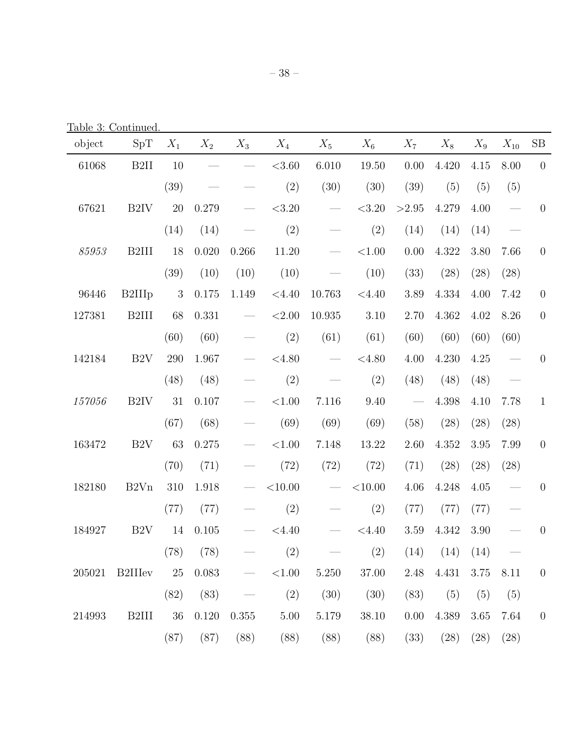Table 3: Continued.

| object | SpT | $X_1$ | $X_2$ | $X_3$ | $X_4$ | $X_5$ | $X_6$ | $X_7$ | $X_8$ | $X_9$ | $X_{10}$ | SB |
|---|---|---|---|---|---|---|---|---|---|---|---|---|
| 61068 | B2II | 10 | — | — | <3.60 | 6.010 | 19.50 | 0.00 | 4.420 | 4.15 | 8.00 | 0 |
| | | (39) | — | — | (2) | (30) | (30) | (39) | (5) | (5) | (5) | |
| 67621 | B2IV | 20 | 0.279 | — | <3.20 | — | <3.20 | >2.95 | 4.279 | 4.00 | — | 0 |
| | | (14) | (14) | — | (2) | — | (2) | (14) | (14) | (14) | — | |
| *85953* | B2III | 18 | 0.020 | 0.266 | 11.20 | — | <1.00 | 0.00 | 4.322 | 3.80 | 7.66 | 0 |
| | | (39) | (10) | (10) | (10) | — | (10) | (33) | (28) | (28) | (28) | |
| 96446 | B2IIIp | 3 | 0.175 | 1.149 | <4.40 | 10.763 | <4.40 | 3.89 | 4.334 | 4.00 | 7.42 | 0 |
| 127381 | B2III | 68 | 0.331 | — | <2.00 | 10.935 | 3.10 | 2.70 | 4.362 | 4.02 | 8.26 | 0 |
| | | (60) | (60) | — | (2) | (61) | (61) | (60) | (60) | (60) | (60) | |
| 142184 | B2V | 290 | 1.967 | — | <4.80 | — | <4.80 | 4.00 | 4.230 | 4.25 | — | 0 |
| | | (48) | (48) | — | (2) | — | (2) | (48) | (48) | (48) | — | |
| *157056* | B2IV | 31 | 0.107 | — | <1.00 | 7.116 | 9.40 | — | 4.398 | 4.10 | 7.78 | 1 |
| | | (67) | (68) | — | (69) | (69) | (69) | (58) | (28) | (28) | (28) | |
| 163472 | B2V | 63 | 0.275 | — | <1.00 | 7.148 | 13.22 | 2.60 | 4.352 | 3.95 | 7.99 | 0 |
| | | (70) | (71) | — | (72) | (72) | (72) | (71) | (28) | (28) | (28) | |
| 182180 | B2Vn | 310 | 1.918 | — | <10.00 | — | <10.00 | 4.06 | 4.248 | 4.05 | — | 0 |
| | | (77) | (77) | — | (2) | — | (2) | (77) | (77) | (77) | — | |
| 184927 | B2V | 14 | 0.105 | — | <4.40 | — | <4.40 | 3.59 | 4.342 | 3.90 | — | 0 |
| | | (78) | (78) | — | (2) | — | (2) | (14) | (14) | (14) | — | |
| 205021 | B2IIIev | 25 | 0.083 | — | <1.00 | 5.250 | 37.00 | 2.48 | 4.431 | 3.75 | 8.11 | 0 |
| | | (82) | (83) | — | (2) | (30) | (30) | (83) | (5) | (5) | (5) | |
| 214993 | B2III | 36 | 0.120 | 0.355 | 5.00 | 5.179 | 38.10 | 0.00 | 4.389 | 3.65 | 7.64 | 0 |
| | | (87) | (87) | (88) | (88) | (88) | (88) | (33) | (28) | (28) | (28) | |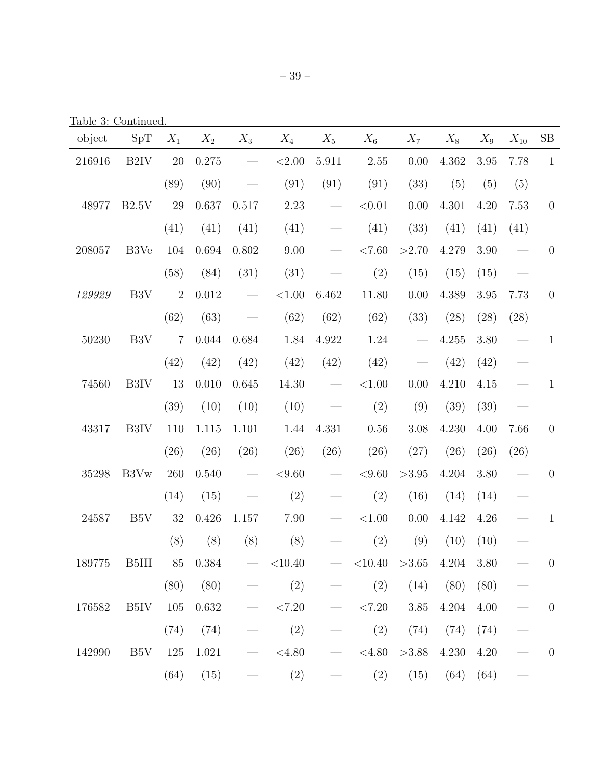Table 3: Continued.

| object | SpT | $X_1$ | $X_2$ | $X_3$ | $X_4$ | $X_5$ | $X_6$ | $X_7$ | $X_8$ | $X_9$ | $X_{10}$ | SB |
|---|---|---|---|---|---|---|---|---|---|---|---|---|
| 216916 | B2IV | 20 | 0.275 | — | <2.00 | 5.911 | 2.55 | 0.00 | 4.362 | 3.95 | 7.78 | 1 |
| | | (89) | (90) | — | (91) | (91) | (91) | (33) | (5) | (5) | (5) | |
| 48977 | B2.5V | 29 | 0.637 | 0.517 | 2.23 | — | <0.01 | 0.00 | 4.301 | 4.20 | 7.53 | 0 |
| | | (41) | (41) | (41) | (41) | — | (41) | (33) | (41) | (41) | (41) | |
| 208057 | B3Ve | 104 | 0.694 | 0.802 | 9.00 | — | <7.60 | >2.70 | 4.279 | 3.90 | — | 0 |
| | | (58) | (84) | (31) | (31) | — | (2) | (15) | (15) | (15) | — | |
| *129929* | B3V | 2 | 0.012 | — | <1.00 | 6.462 | 11.80 | 0.00 | 4.389 | 3.95 | 7.73 | 0 |
| | | (62) | (63) | — | (62) | (62) | (62) | (33) | (28) | (28) | (28) | |
| 50230 | B3V | 7 | 0.044 | 0.684 | 1.84 | 4.922 | 1.24 | — | 4.255 | 3.80 | — | 1 |
| | | (42) | (42) | (42) | (42) | (42) | (42) | — | (42) | (42) | — | |
| 74560 | B3IV | 13 | 0.010 | 0.645 | 14.30 | — | <1.00 | 0.00 | 4.210 | 4.15 | — | 1 |
| | | (39) | (10) | (10) | (10) | — | (2) | (9) | (39) | (39) | — | |
| 43317 | B3IV | 110 | 1.115 | 1.101 | 1.44 | 4.331 | 0.56 | 3.08 | 4.230 | 4.00 | 7.66 | 0 |
| | | (26) | (26) | (26) | (26) | (26) | (26) | (27) | (26) | (26) | (26) | |
| 35298 | B3Vw | 260 | 0.540 | — | <9.60 | — | <9.60 | >3.95 | 4.204 | 3.80 | — | 0 |
| | | (14) | (15) | — | (2) | — | (2) | (16) | (14) | (14) | — | |
| 24587 | B5V | 32 | 0.426 | 1.157 | 7.90 | — | <1.00 | 0.00 | 4.142 | 4.26 | — | 1 |
| | | (8) | (8) | (8) | (8) | — | (2) | (9) | (10) | (10) | — | |
| 189775 | B5III | 85 | 0.384 | — | <10.40 | — | <10.40 | >3.65 | 4.204 | 3.80 | — | 0 |
| | | (80) | (80) | — | (2) | — | (2) | (14) | (80) | (80) | — | |
| 176582 | B5IV | 105 | 0.632 | — | <7.20 | — | <7.20 | 3.85 | 4.204 | 4.00 | — | 0 |
| | | (74) | (74) | — | (2) | — | (2) | (74) | (74) | (74) | — | |
| 142990 | B5V | 125 | 1.021 | — | <4.80 | — | <4.80 | >3.88 | 4.230 | 4.20 | — | 0 |
| | | (64) | (15) | — | (2) | — | (2) | (15) | (64) | (64) | — | |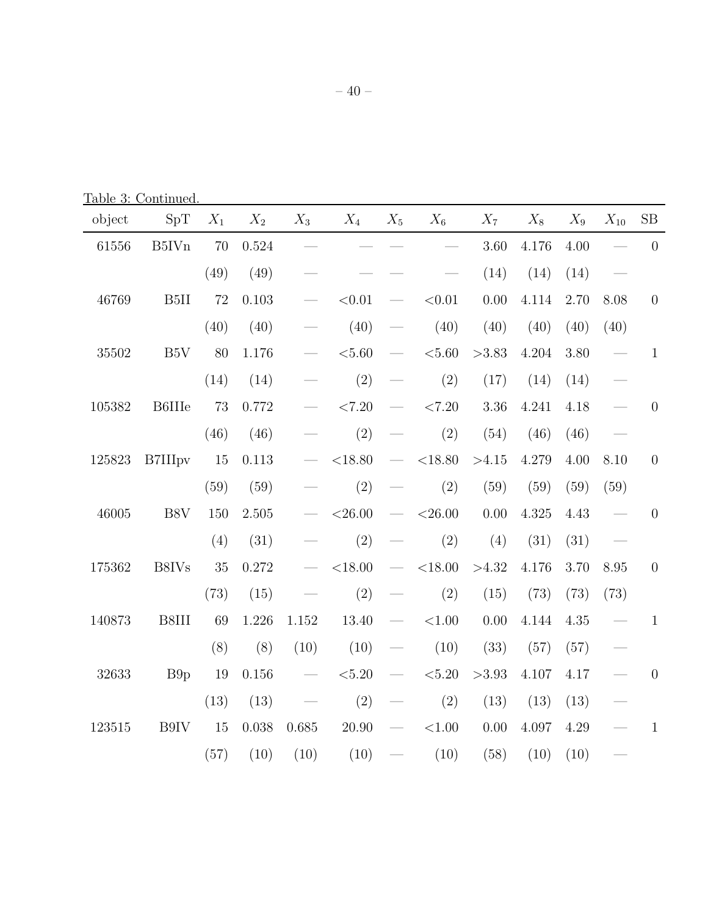Table 3: Continued.

| object | SpT | $X_1$ | $X_2$ | $X_3$ | $X_4$ | $X_5$ | $X_6$ | $X_7$ | $X_8$ | $X_9$ | $X_{10}$ | SB |
|---|---|---|---|---|---|---|---|---|---|---|---|---|
| 61556 | B5IVn | 70 | 0.524 | — | — | — | — | 3.60 | 4.176 | 4.00 | — | 0 |
| | | (49) | (49) | — | — | — | — | (14) | (14) | (14) | — | |
| 46769 | B5II | 72 | 0.103 | — | <0.01 | — | <0.01 | 0.00 | 4.114 | 2.70 | 8.08 | 0 |
| | | (40) | (40) | — | (40) | — | (40) | (40) | (40) | (40) | (40) | |
| 35502 | B5V | 80 | 1.176 | — | <5.60 | — | <5.60 | >3.83 | 4.204 | 3.80 | — | 1 |
| | | (14) | (14) | — | (2) | — | (2) | (17) | (14) | (14) | — | |
| 105382 | B6IIIe | 73 | 0.772 | — | <7.20 | — | <7.20 | 3.36 | 4.241 | 4.18 | — | 0 |
| | | (46) | (46) | — | (2) | — | (2) | (54) | (46) | (46) | — | |
| 125823 | B7IIIpv | 15 | 0.113 | — | <18.80 | — | <18.80 | >4.15 | 4.279 | 4.00 | 8.10 | 0 |
| | | (59) | (59) | — | (2) | — | (2) | (59) | (59) | (59) | (59) | |
| 46005 | B8V | 150 | 2.505 | — | <26.00 | — | <26.00 | 0.00 | 4.325 | 4.43 | — | 0 |
| | | (4) | (31) | — | (2) | — | (2) | (4) | (31) | (31) | — | |
| 175362 | B8IVs | 35 | 0.272 | — | <18.00 | — | <18.00 | >4.32 | 4.176 | 3.70 | 8.95 | 0 |
| | | (73) | (15) | — | (2) | — | (2) | (15) | (73) | (73) | (73) | |
| 140873 | B8III | 69 | 1.226 | 1.152 | 13.40 | — | <1.00 | 0.00 | 4.144 | 4.35 | — | 1 |
| | | (8) | (8) | (10) | (10) | — | (10) | (33) | (57) | (57) | — | |
| 32633 | B9p | 19 | 0.156 | — | <5.20 | — | <5.20 | >3.93 | 4.107 | 4.17 | — | 0 |
| | | (13) | (13) | — | (2) | — | (2) | (13) | (13) | (13) | — | |
| 123515 | B9IV | 15 | 0.038 | 0.685 | 20.90 | — | <1.00 | 0.00 | 4.097 | 4.29 | — | 1 |
| | | (57) | (10) | (10) | (10) | — | (10) | (58) | (10) | (10) | — | |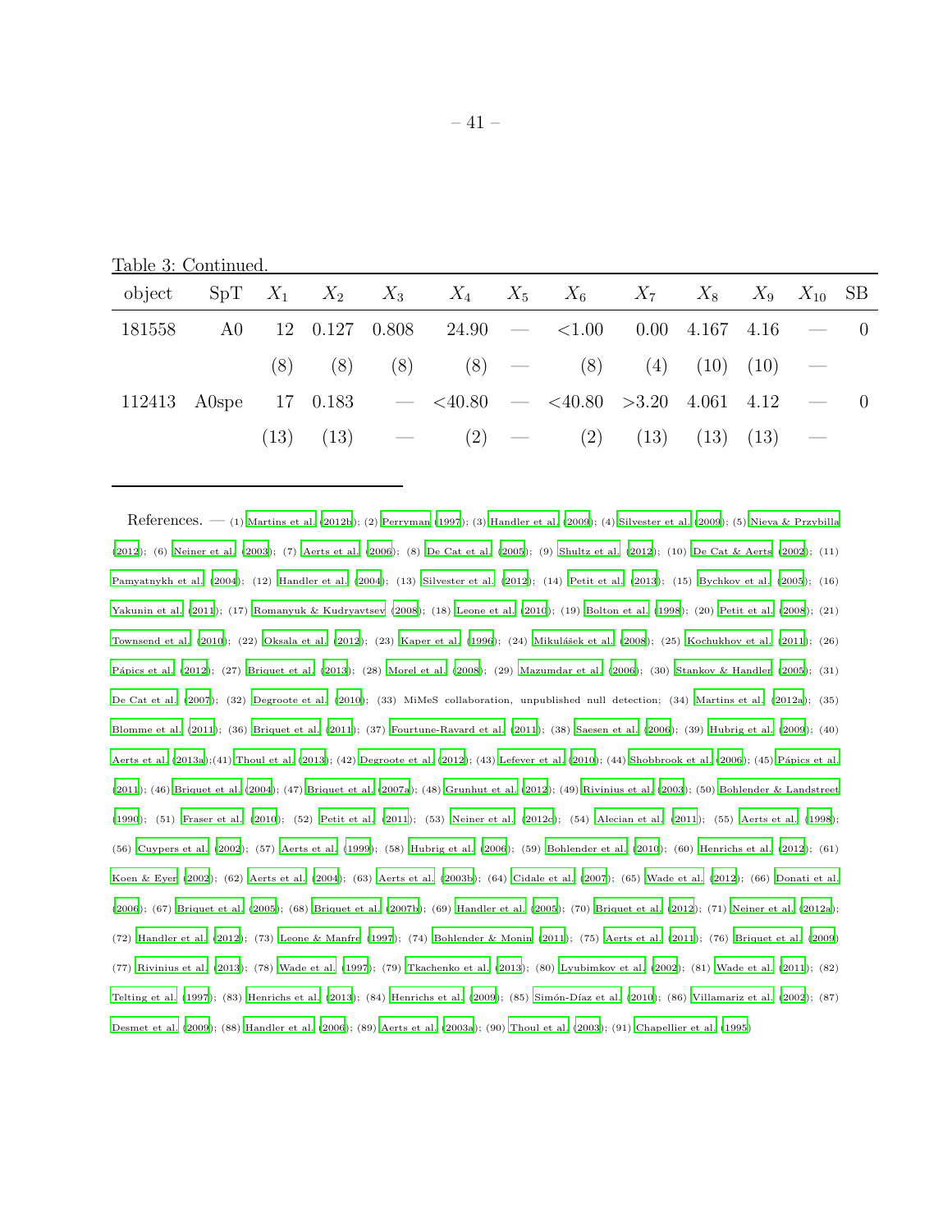Table 3: Continued.

| object | SpT | $X_1$ | $X_2$ | $X_3$ | $X_4$ | $X_5$ | $X_6$ | $X_7$ | $X_8$ | $X_9$ | $X_{10}$ | SB |
|---|---|---|---|---|---|---|---|---|---|---|---|---|
| 181558 | A0 | 12 | 0.127 | 0.808 | 24.90 | — | <1.00 | 0.00 | 4.167 | 4.16 | — | 0 |
| | | (8) | (8) | (8) | (8) | — | (8) | (4) | (10) | (10) | — | |
| 112413 | A0spe | 17 | 0.183 | — | <40.80 | — | <40.80 | >3.20 | 4.061 | 4.12 | — | 0 |
| | | (13) | (13) | — | (2) | — | (2) | (13) | (13) | (13) | — | |

References. — (1) Martins et al. (2012b); (2) Perryman (1997); (3) Handler et al. (2009); (4) Silvester et al. (2009); (5) Nieva & Przybilla (2012); (6) Neiner et al. (2003); (7) Aerts et al. (2006); (8) De Cat et al. (2005); (9) Shultz et al. (2012); (10) De Cat & Aerts (2002); (11) Pamyatnykh et al. (2004); (12) Handler et al. (2004); (13) Silvester et al. (2012); (14) Petit et al. (2013); (15) Bychkov et al. (2005); (16) Yakunin et al. (2011); (17) Romanyuk & Kudryavtsev (2008); (18) Leone et al. (2010); (19) Bolton et al. (1998); (20) Petit et al. (2008); (21) Townsend et al. (2010); (22) Oksala et al. (2012); (23) Kaper et al. (1996); (24) Mikulášek et al. (2008); (25) Kochukhov et al. (2011); (26) Pápics et al. (2012); (27) Briquet et al. (2013); (28) Morel et al. (2008); (29) Mazumdar et al. (2006); (30) Stankov & Handler (2005); (31) De Cat et al. (2007); (32) Degroote et al. (2010); (33) MiMeS collaboration, unpublished null detection; (34) Martins et al. (2012a); (35) Blomme et al. (2011); (36) Briquet et al. (2011); (37) Fourtune-Ravard et al. (2011); (38) Saesen et al. (2006); (39) Hubrig et al. (2009); (40) Aerts et al. (2013a);(41) Thoul et al. (2013); (42) Degroote et al. (2012); (43) Lefever et al. (2010); (44) Shobbrook et al. (2006); (45) Pápics et al. (2011); (46) Briquet et al. (2004); (47) Briquet et al. (2007a); (48) Grunhut et al. (2012); (49) Rivinius et al. (2003); (50) Bohlender & Landstreet (1990); (51) Fraser et al. (2010); (52) Petit et al. (2011); (53) Neiner et al. (2012c); (54) Alecian et al. (2011); (55) Aerts et al. (1998); (56) Cuypers et al. (2002); (57) Aerts et al. (1999); (58) Hubrig et al. (2006); (59) Bohlender et al. (2010); (60) Henrichs et al. (2012); (61) Koen & Eyer (2002); (62) Aerts et al. (2004); (63) Aerts et al. (2003b); (64) Cidale et al. (2007); (65) Wade et al. (2012); (66) Donati et al. (2006); (67) Briquet et al. (2005); (68) Briquet et al. (2007b); (69) Handler et al. (2005); (70) Briquet et al. (2012); (71) Neiner et al. (2012a); (72) Handler et al. (2012); (73) Leone & Manfre (1997); (74) Bohlender & Monin (2011); (75) Aerts et al. (2011); (76) Briquet et al. (2009) (77) Rivinius et al. (2013); (78) Wade et al. (1997); (79) Tkachenko et al. (2013); (80) Lyubimkov et al. (2002); (81) Wade et al. (2011); (82) Telting et al. (1997); (83) Henrichs et al. (2013); (84) Henrichs et al. (2009); (85) Simón-Díaz et al. (2010); (86) Villamariz et al. (2002); (87) Desmet et al. (2009); (88) Handler et al. (2006); (89) Aerts et al. (2003a); (90) Thoul et al. (2003); (91) Chapellier et al. (1995)